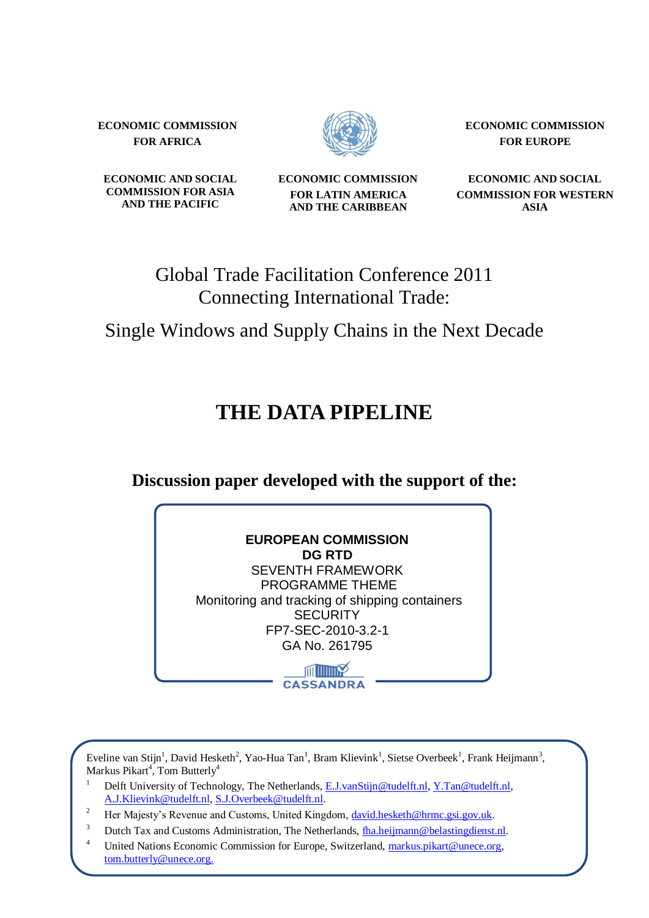**ECONOMIC COMMISSION FOR AFRICA**

**ECONOMIC COMMISSION FOR EUROPE**

**ECONOMIC AND SOCIAL COMMISSION FOR ASIA AND THE PACIFIC**

**ECONOMIC COMMISSION FOR LATIN AMERICA AND THE CARIBBEAN**

**ECONOMIC AND SOCIAL COMMISSION FOR WESTERN ASIA**

Global Trade Facilitation Conference 2011
Connecting International Trade:

Single Windows and Supply Chains in the Next Decade

# THE DATA PIPELINE

## Discussion paper developed with the support of the:

**EUROPEAN COMMISSION**
**DG RTD**
SEVENTH FRAMEWORK
PROGRAMME THEME
Monitoring and tracking of shipping containers
SECURITY
FP7-SEC-2010-3.2-1
GA No. 261795

CASSANDRA

Eveline van Stijn[1], David Hesketh[2], Yao-Hua Tan[1], Bram Klievink[1], Sietse Overbeek[1], Frank Heijmann[3], Markus Pikart[4], Tom Butterly[4]

[1] Delft University of Technology, The Netherlands, E.J.vanStijn@tudelft.nl, Y.Tan@tudelft.nl, A.J.Klievink@tudelft.nl, S.J.Overbeek@tudelft.nl.

[2] Her Majesty's Revenue and Customs, United Kingdom, david.hesketh@hrmc.gsi.gov.uk.

[3] Dutch Tax and Customs Administration, The Netherlands, fha.heijmann@belastingdienst.nl.

[4] United Nations Economic Commission for Europe, Switzerland, markus.pikart@unece.org, tom.butterly@unece.org.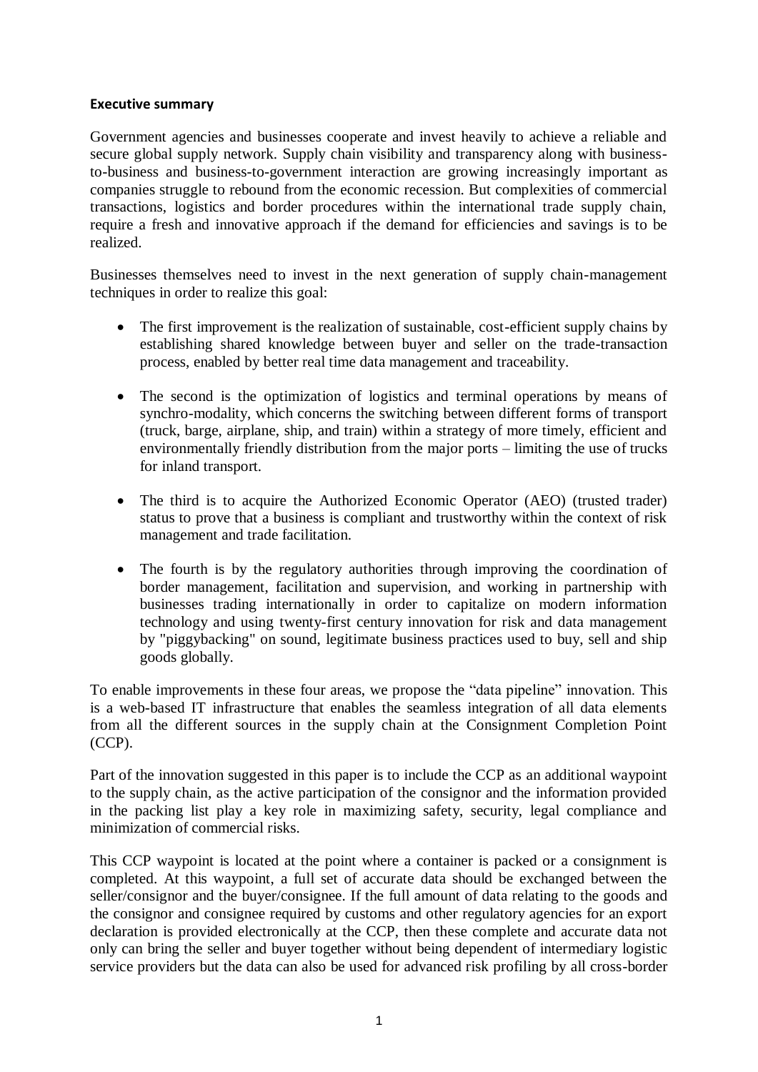**Executive summary**

Government agencies and businesses cooperate and invest heavily to achieve a reliable and secure global supply network. Supply chain visibility and transparency along with business-to-business and business-to-government interaction are growing increasingly important as companies struggle to rebound from the economic recession. But complexities of commercial transactions, logistics and border procedures within the international trade supply chain, require a fresh and innovative approach if the demand for efficiencies and savings is to be realized.

Businesses themselves need to invest in the next generation of supply chain-management techniques in order to realize this goal:

- The first improvement is the realization of sustainable, cost-efficient supply chains by establishing shared knowledge between buyer and seller on the trade-transaction process, enabled by better real time data management and traceability.

- The second is the optimization of logistics and terminal operations by means of synchro-modality, which concerns the switching between different forms of transport (truck, barge, airplane, ship, and train) within a strategy of more timely, efficient and environmentally friendly distribution from the major ports – limiting the use of trucks for inland transport.

- The third is to acquire the Authorized Economic Operator (AEO) (trusted trader) status to prove that a business is compliant and trustworthy within the context of risk management and trade facilitation.

- The fourth is by the regulatory authorities through improving the coordination of border management, facilitation and supervision, and working in partnership with businesses trading internationally in order to capitalize on modern information technology and using twenty-first century innovation for risk and data management by "piggybacking" on sound, legitimate business practices used to buy, sell and ship goods globally.

To enable improvements in these four areas, we propose the "data pipeline" innovation. This is a web-based IT infrastructure that enables the seamless integration of all data elements from all the different sources in the supply chain at the Consignment Completion Point (CCP).

Part of the innovation suggested in this paper is to include the CCP as an additional waypoint to the supply chain, as the active participation of the consignor and the information provided in the packing list play a key role in maximizing safety, security, legal compliance and minimization of commercial risks.

This CCP waypoint is located at the point where a container is packed or a consignment is completed. At this waypoint, a full set of accurate data should be exchanged between the seller/consignor and the buyer/consignee. If the full amount of data relating to the goods and the consignor and consignee required by customs and other regulatory agencies for an export declaration is provided electronically at the CCP, then these complete and accurate data not only can bring the seller and buyer together without being dependent of intermediary logistic service providers but the data can also be used for advanced risk profiling by all cross-border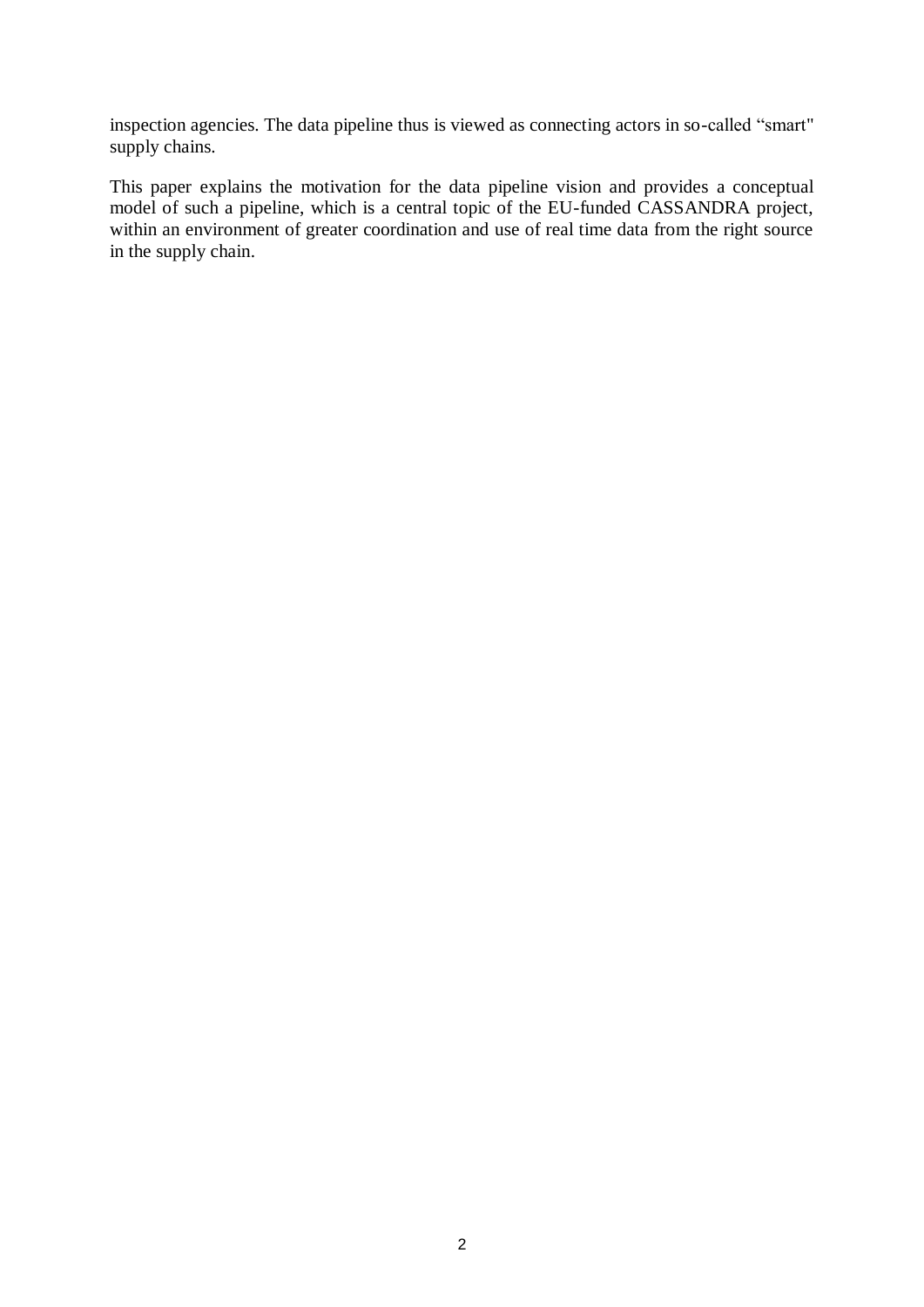inspection agencies. The data pipeline thus is viewed as connecting actors in so-called "smart" supply chains.

This paper explains the motivation for the data pipeline vision and provides a conceptual model of such a pipeline, which is a central topic of the EU-funded CASSANDRA project, within an environment of greater coordination and use of real time data from the right source in the supply chain.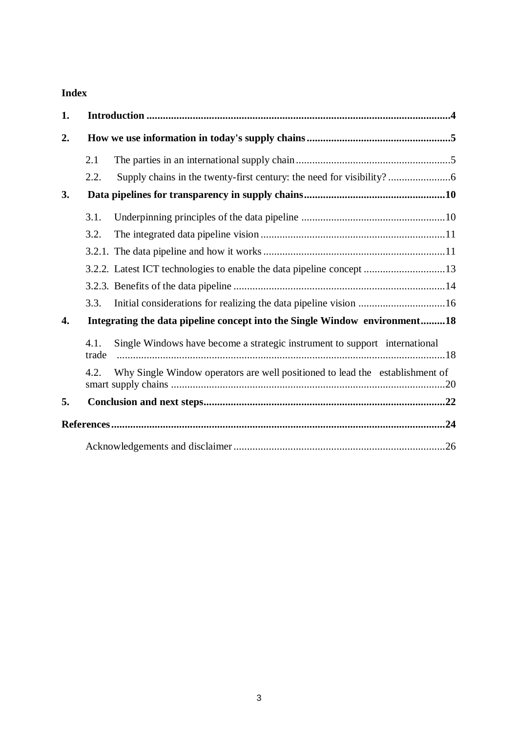**Index**

| | | |
|---|---|---|
| **1.** | **Introduction** | **4** |
| **2.** | **How we use information in today's supply chains** | **5** |
| | 2.1 The parties in an international supply chain | 5 |
| | 2.2. Supply chains in the twenty-first century: the need for visibility? | 6 |
| **3.** | **Data pipelines for transparency in supply chains** | **10** |
| | 3.1. Underpinning principles of the data pipeline | 10 |
| | 3.2. The integrated data pipeline vision | 11 |
| | 3.2.1. The data pipeline and how it works | 11 |
| | 3.2.2. Latest ICT technologies to enable the data pipeline concept | 13 |
| | 3.2.3. Benefits of the data pipeline | 14 |
| | 3.3. Initial considerations for realizing the data pipeline vision | 16 |
| **4.** | **Integrating the data pipeline concept into the Single Window environment** | **18** |
| | 4.1. Single Windows have become a strategic instrument to support international trade | 18 |
| | 4.2. Why Single Window operators are well positioned to lead the establishment of smart supply chains | 20 |
| **5.** | **Conclusion and next steps** | **22** |
| **References** | | **24** |
| | Acknowledgements and disclaimer | 26 |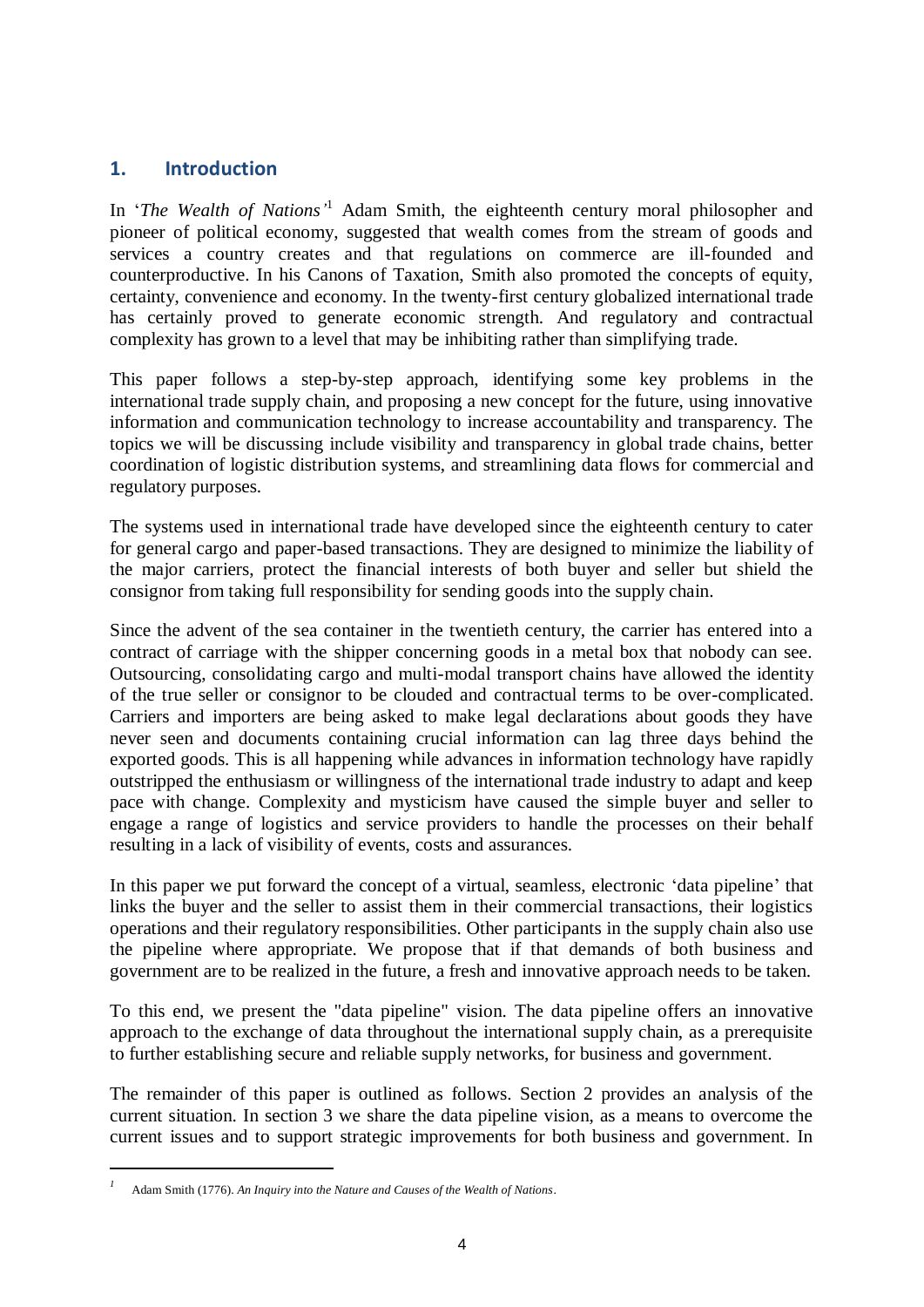## 1. Introduction

In '*The Wealth of Nations*'[1] Adam Smith, the eighteenth century moral philosopher and pioneer of political economy, suggested that wealth comes from the stream of goods and services a country creates and that regulations on commerce are ill-founded and counterproductive. In his Canons of Taxation, Smith also promoted the concepts of equity, certainty, convenience and economy. In the twenty-first century globalized international trade has certainly proved to generate economic strength. And regulatory and contractual complexity has grown to a level that may be inhibiting rather than simplifying trade.

This paper follows a step-by-step approach, identifying some key problems in the international trade supply chain, and proposing a new concept for the future, using innovative information and communication technology to increase accountability and transparency. The topics we will be discussing include visibility and transparency in global trade chains, better coordination of logistic distribution systems, and streamlining data flows for commercial and regulatory purposes.

The systems used in international trade have developed since the eighteenth century to cater for general cargo and paper-based transactions. They are designed to minimize the liability of the major carriers, protect the financial interests of both buyer and seller but shield the consignor from taking full responsibility for sending goods into the supply chain.

Since the advent of the sea container in the twentieth century, the carrier has entered into a contract of carriage with the shipper concerning goods in a metal box that nobody can see. Outsourcing, consolidating cargo and multi-modal transport chains have allowed the identity of the true seller or consignor to be clouded and contractual terms to be over-complicated. Carriers and importers are being asked to make legal declarations about goods they have never seen and documents containing crucial information can lag three days behind the exported goods. This is all happening while advances in information technology have rapidly outstripped the enthusiasm or willingness of the international trade industry to adapt and keep pace with change. Complexity and mysticism have caused the simple buyer and seller to engage a range of logistics and service providers to handle the processes on their behalf resulting in a lack of visibility of events, costs and assurances.

In this paper we put forward the concept of a virtual, seamless, electronic 'data pipeline' that links the buyer and the seller to assist them in their commercial transactions, their logistics operations and their regulatory responsibilities. Other participants in the supply chain also use the pipeline where appropriate. We propose that if that demands of both business and government are to be realized in the future, a fresh and innovative approach needs to be taken.

To this end, we present the "data pipeline" vision. The data pipeline offers an innovative approach to the exchange of data throughout the international supply chain, as a prerequisite to further establishing secure and reliable supply networks, for business and government.

The remainder of this paper is outlined as follows. Section 2 provides an analysis of the current situation. In section 3 we share the data pipeline vision, as a means to overcome the current issues and to support strategic improvements for both business and government. In

[1] Adam Smith (1776). *An Inquiry into the Nature and Causes of the Wealth of Nations*.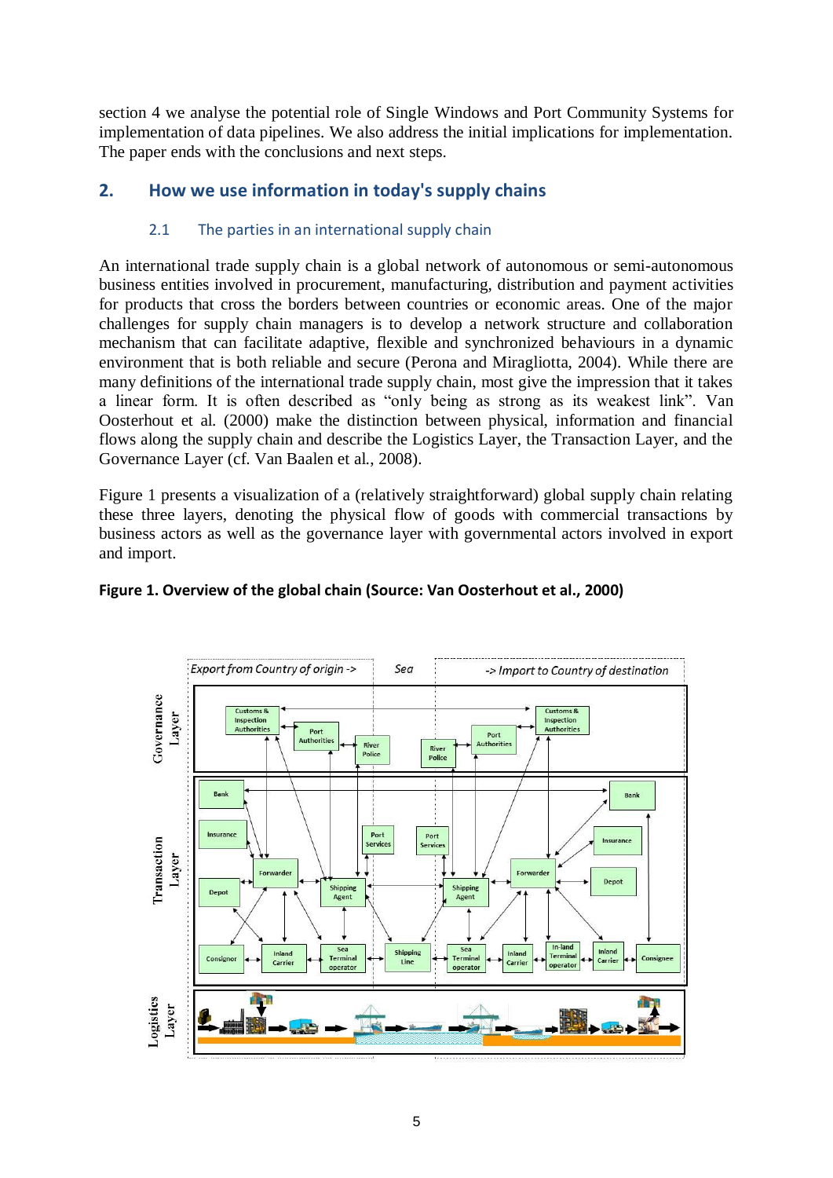section 4 we analyse the potential role of Single Windows and Port Community Systems for implementation of data pipelines. We also address the initial implications for implementation. The paper ends with the conclusions and next steps.

## 2. How we use information in today's supply chains

### 2.1 The parties in an international supply chain

An international trade supply chain is a global network of autonomous or semi-autonomous business entities involved in procurement, manufacturing, distribution and payment activities for products that cross the borders between countries or economic areas. One of the major challenges for supply chain managers is to develop a network structure and collaboration mechanism that can facilitate adaptive, flexible and synchronized behaviours in a dynamic environment that is both reliable and secure (Perona and Miragliotta, 2004). While there are many definitions of the international trade supply chain, most give the impression that it takes a linear form. It is often described as "only being as strong as its weakest link". Van Oosterhout et al. (2000) make the distinction between physical, information and financial flows along the supply chain and describe the Logistics Layer, the Transaction Layer, and the Governance Layer (cf. Van Baalen et al., 2008).

Figure 1 presents a visualization of a (relatively straightforward) global supply chain relating these three layers, denoting the physical flow of goods with commercial transactions by business actors as well as the governance layer with governmental actors involved in export and import.

**Figure 1. Overview of the global chain (Source: Van Oosterhout et al., 2000)**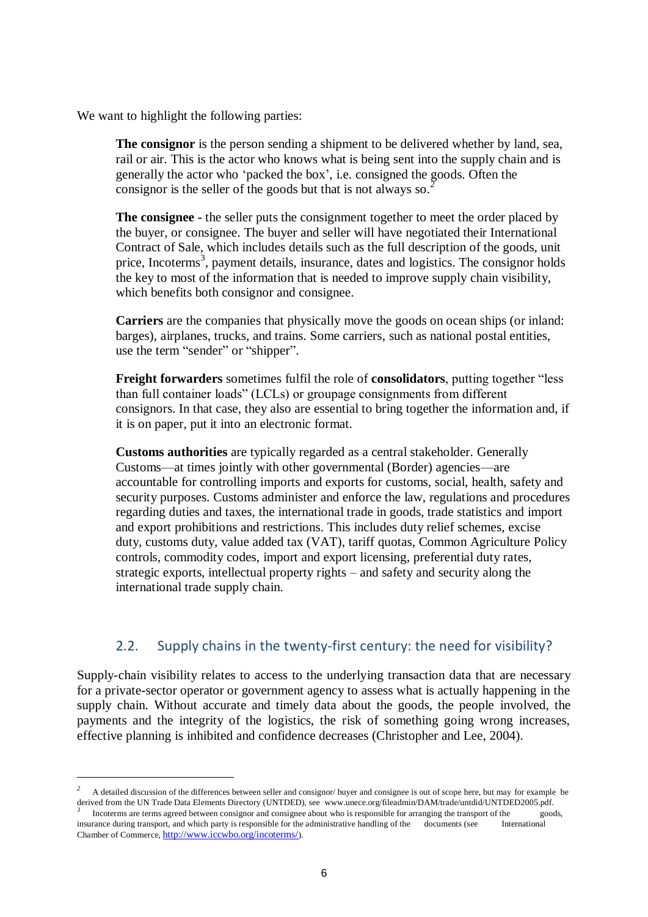We want to highlight the following parties:

> **The consignor** is the person sending a shipment to be delivered whether by land, sea, rail or air. This is the actor who knows what is being sent into the supply chain and is generally the actor who 'packed the box', i.e. consigned the goods. Often the consignor is the seller of the goods but that is not always so.[2]
>
> **The consignee -** the seller puts the consignment together to meet the order placed by the buyer, or consignee. The buyer and seller will have negotiated their International Contract of Sale, which includes details such as the full description of the goods, unit price, Incoterms[3], payment details, insurance, dates and logistics. The consignor holds the key to most of the information that is needed to improve supply chain visibility, which benefits both consignor and consignee.
>
> **Carriers** are the companies that physically move the goods on ocean ships (or inland: barges), airplanes, trucks, and trains. Some carriers, such as national postal entities, use the term "sender" or "shipper".
>
> **Freight forwarders** sometimes fulfil the role of **consolidators**, putting together "less than full container loads" (LCLs) or groupage consignments from different consignors. In that case, they also are essential to bring together the information and, if it is on paper, put it into an electronic format.
>
> **Customs authorities** are typically regarded as a central stakeholder. Generally Customs—at times jointly with other governmental (Border) agencies—are accountable for controlling imports and exports for customs, social, health, safety and security purposes. Customs administer and enforce the law, regulations and procedures regarding duties and taxes, the international trade in goods, trade statistics and import and export prohibitions and restrictions. This includes duty relief schemes, excise duty, customs duty, value added tax (VAT), tariff quotas, Common Agriculture Policy controls, commodity codes, import and export licensing, preferential duty rates, strategic exports, intellectual property rights – and safety and security along the international trade supply chain.

## 2.2. Supply chains in the twenty-first century: the need for visibility?

Supply-chain visibility relates to access to the underlying transaction data that are necessary for a private-sector operator or government agency to assess what is actually happening in the supply chain. Without accurate and timely data about the goods, the people involved, the payments and the integrity of the logistics, the risk of something going wrong increases, effective planning is inhibited and confidence decreases (Christopher and Lee, 2004).

---

[2] A detailed discussion of the differences between seller and consignor/ buyer and consignee is out of scope here, but may for example be derived from the UN Trade Data Elements Directory (UNTDED), see www.unece.org/fileadmin/DAM/trade/untdid/UNTDED2005.pdf.

[3] Incoterms are terms agreed between consignor and consignee about who is responsible for arranging the transport of the goods, insurance during transport, and which party is responsible for the administrative handling of the documents (see International Chamber of Commerce, http://www.iccwbo.org/incoterms/).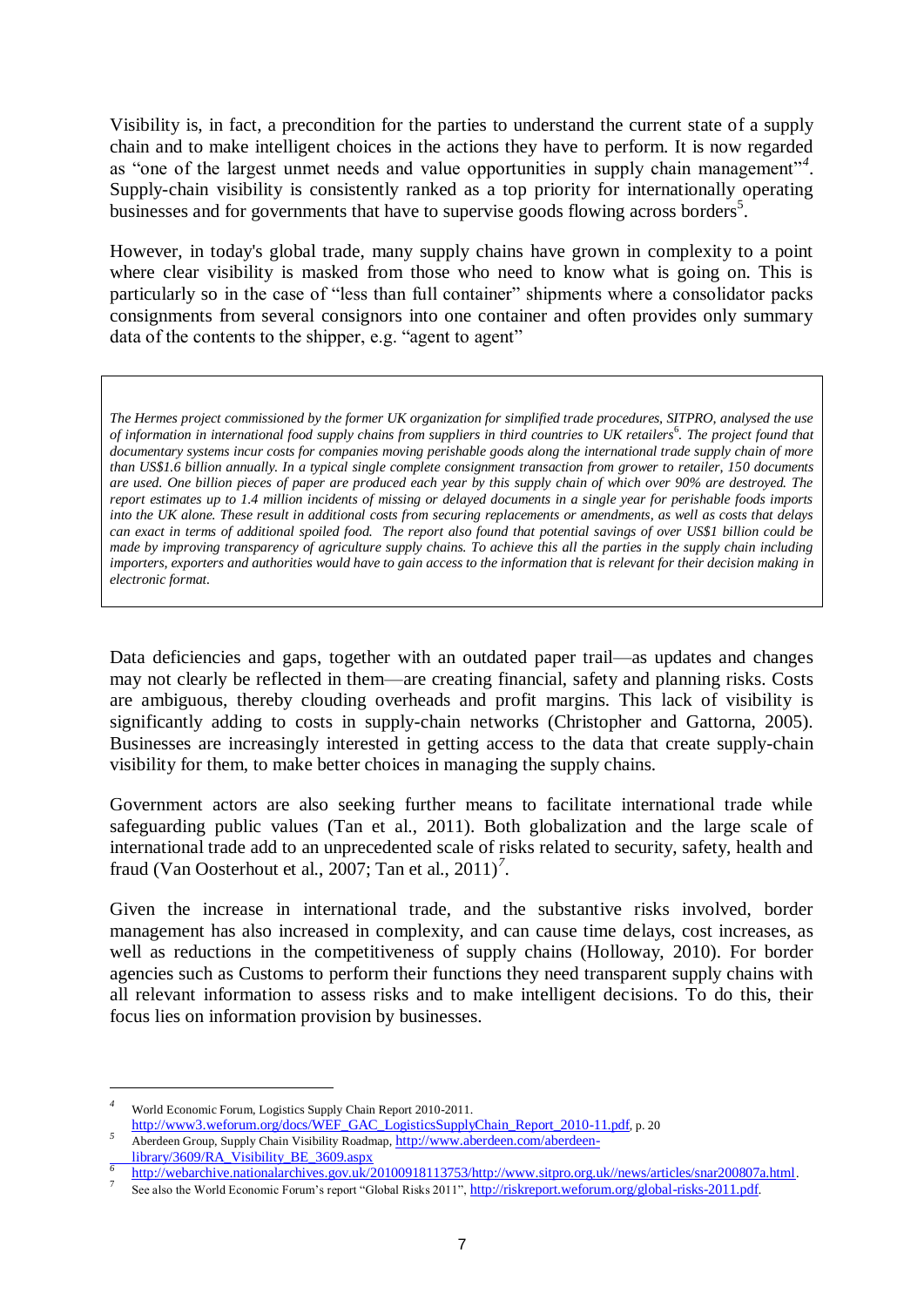Visibility is, in fact, a precondition for the parties to understand the current state of a supply chain and to make intelligent choices in the actions they have to perform. It is now regarded as "one of the largest unmet needs and value opportunities in supply chain management"[4]. Supply-chain visibility is consistently ranked as a top priority for internationally operating businesses and for governments that have to supervise goods flowing across borders[5].

However, in today's global trade, many supply chains have grown in complexity to a point where clear visibility is masked from those who need to know what is going on. This is particularly so in the case of "less than full container" shipments where a consolidator packs consignments from several consignors into one container and often provides only summary data of the contents to the shipper, e.g. "agent to agent"

> *The Hermes project commissioned by the former UK organization for simplified trade procedures, SITPRO, analysed the use of information in international food supply chains from suppliers in third countries to UK retailers[6]. The project found that documentary systems incur costs for companies moving perishable goods along the international trade supply chain of more than US$1.6 billion annually. In a typical single complete consignment transaction from grower to retailer, 150 documents are used. One billion pieces of paper are produced each year by this supply chain of which over 90% are destroyed. The report estimates up to 1.4 million incidents of missing or delayed documents in a single year for perishable foods imports into the UK alone. These result in additional costs from securing replacements or amendments, as well as costs that delays can exact in terms of additional spoiled food. The report also found that potential savings of over US$1 billion could be made by improving transparency of agriculture supply chains. To achieve this all the parties in the supply chain including importers, exporters and authorities would have to gain access to the information that is relevant for their decision making in electronic format.*

Data deficiencies and gaps, together with an outdated paper trail—as updates and changes may not clearly be reflected in them—are creating financial, safety and planning risks. Costs are ambiguous, thereby clouding overheads and profit margins. This lack of visibility is significantly adding to costs in supply-chain networks (Christopher and Gattorna, 2005). Businesses are increasingly interested in getting access to the data that create supply-chain visibility for them, to make better choices in managing the supply chains.

Government actors are also seeking further means to facilitate international trade while safeguarding public values (Tan et al., 2011). Both globalization and the large scale of international trade add to an unprecedented scale of risks related to security, safety, health and fraud (Van Oosterhout et al., 2007; Tan et al., 2011)[7].

Given the increase in international trade, and the substantive risks involved, border management has also increased in complexity, and can cause time delays, cost increases, as well as reductions in the competitiveness of supply chains (Holloway, 2010). For border agencies such as Customs to perform their functions they need transparent supply chains with all relevant information to assess risks and to make intelligent decisions. To do this, their focus lies on information provision by businesses.

---

[4] World Economic Forum, Logistics Supply Chain Report 2010-2011. http://www3.weforum.org/docs/WEF_GAC_LogisticsSupplyChain_Report_2010-11.pdf, p. 20

[5] Aberdeen Group, Supply Chain Visibility Roadmap, http://www.aberdeen.com/aberdeen-library/3609/RA_Visibility_BE_3609.aspx

[6] http://webarchive.nationalarchives.gov.uk/20100918113753/http://www.sitpro.org.uk//news/articles/snar200807a.html.

[7] See also the World Economic Forum's report "Global Risks 2011", http://riskreport.weforum.org/global-risks-2011.pdf.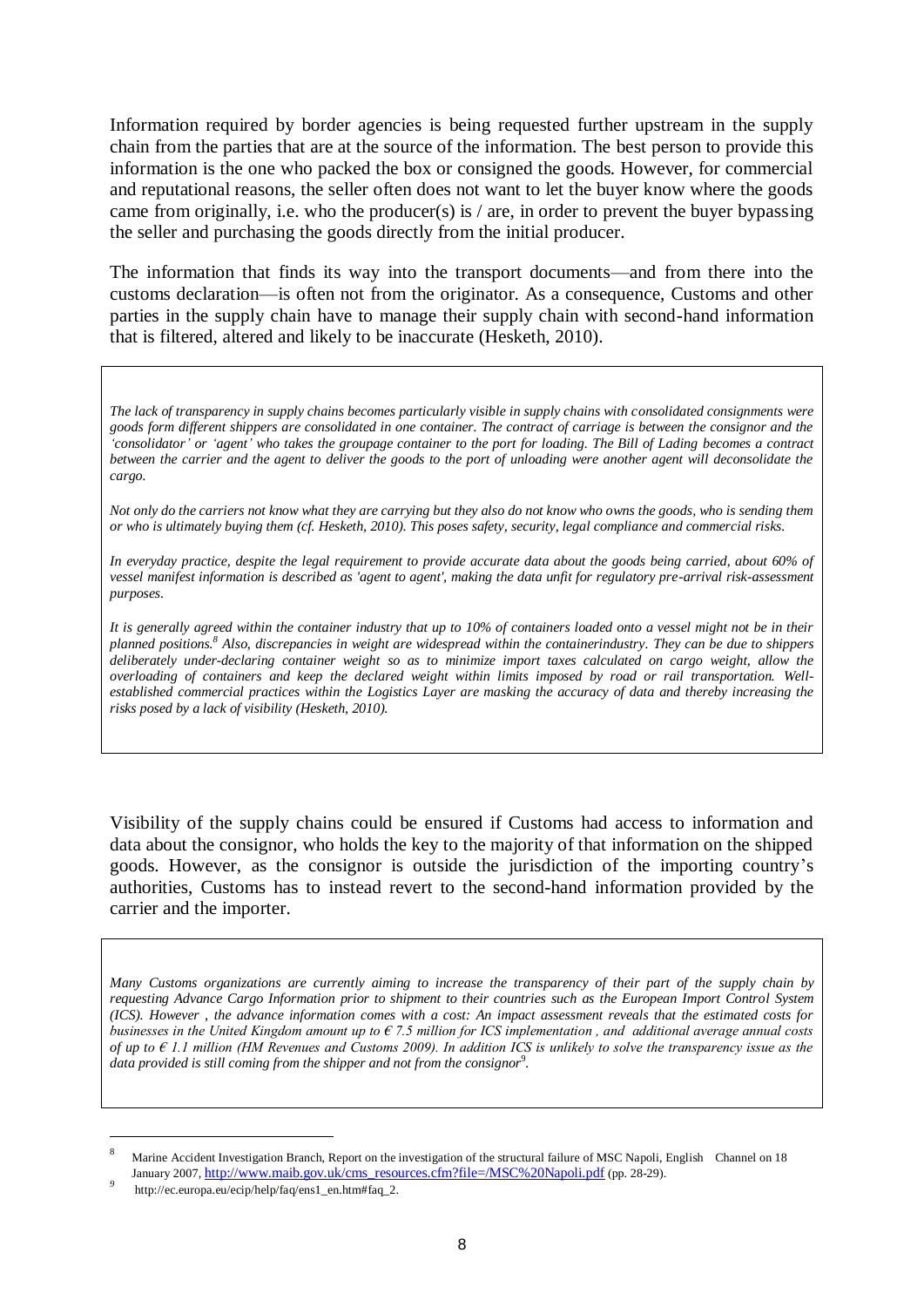Information required by border agencies is being requested further upstream in the supply chain from the parties that are at the source of the information. The best person to provide this information is the one who packed the box or consigned the goods. However, for commercial and reputational reasons, the seller often does not want to let the buyer know where the goods came from originally, i.e. who the producer(s) is / are, in order to prevent the buyer bypassing the seller and purchasing the goods directly from the initial producer.

The information that finds its way into the transport documents—and from there into the customs declaration—is often not from the originator. As a consequence, Customs and other parties in the supply chain have to manage their supply chain with second-hand information that is filtered, altered and likely to be inaccurate (Hesketh, 2010).

> *The lack of transparency in supply chains becomes particularly visible in supply chains with consolidated consignments were goods form different shippers are consolidated in one container. The contract of carriage is between the consignor and the 'consolidator' or 'agent' who takes the groupage container to the port for loading. The Bill of Lading becomes a contract between the carrier and the agent to deliver the goods to the port of unloading were another agent will deconsolidate the cargo.*
>
> *Not only do the carriers not know what they are carrying but they also do not know who owns the goods, who is sending them or who is ultimately buying them (cf. Hesketh, 2010). This poses safety, security, legal compliance and commercial risks.*
>
> *In everyday practice, despite the legal requirement to provide accurate data about the goods being carried, about 60% of vessel manifest information is described as 'agent to agent', making the data unfit for regulatory pre-arrival risk-assessment purposes.*
>
> *It is generally agreed within the container industry that up to 10% of containers loaded onto a vessel might not be in their planned positions.[8] Also, discrepancies in weight are widespread within the containerindustry. They can be due to shippers deliberately under-declaring container weight so as to minimize import taxes calculated on cargo weight, allow the overloading of containers and keep the declared weight within limits imposed by road or rail transportation. Well-established commercial practices within the Logistics Layer are masking the accuracy of data and thereby increasing the risks posed by a lack of visibility (Hesketh, 2010).*

Visibility of the supply chains could be ensured if Customs had access to information and data about the consignor, who holds the key to the majority of that information on the shipped goods. However, as the consignor is outside the jurisdiction of the importing country's authorities, Customs has to instead revert to the second-hand information provided by the carrier and the importer.

> *Many Customs organizations are currently aiming to increase the transparency of their part of the supply chain by requesting Advance Cargo Information prior to shipment to their countries such as the European Import Control System (ICS). However , the advance information comes with a cost: An impact assessment reveals that the estimated costs for businesses in the United Kingdom amount up to € 7.5 million for ICS implementation , and additional average annual costs of up to € 1.1 million (HM Revenues and Customs 2009). In addition ICS is unlikely to solve the transparency issue as the data provided is still coming from the shipper and not from the consignor[9].*

---

[8] Marine Accident Investigation Branch, Report on the investigation of the structural failure of MSC Napoli, English Channel on 18 January 2007, http://www.maib.gov.uk/cms_resources.cfm?file=/MSC%20Napoli.pdf (pp. 28-29).

[9] http://ec.europa.eu/ecip/help/faq/ens1_en.htm#faq_2.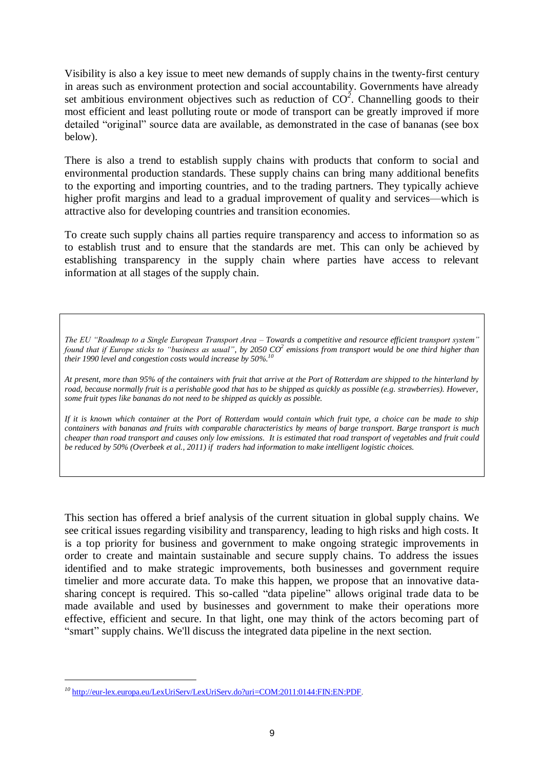Visibility is also a key issue to meet new demands of supply chains in the twenty-first century in areas such as environment protection and social accountability. Governments have already set ambitious environment objectives such as reduction of $CO^2$. Channelling goods to their most efficient and least polluting route or mode of transport can be greatly improved if more detailed "original" source data are available, as demonstrated in the case of bananas (see box below).

There is also a trend to establish supply chains with products that conform to social and environmental production standards. These supply chains can bring many additional benefits to the exporting and importing countries, and to the trading partners. They typically achieve higher profit margins and lead to a gradual improvement of quality and services—which is attractive also for developing countries and transition economies.

To create such supply chains all parties require transparency and access to information so as to establish trust and to ensure that the standards are met. This can only be achieved by establishing transparency in the supply chain where parties have access to relevant information at all stages of the supply chain.

*The EU "Roadmap to a Single European Transport Area – Towards a competitive and resource efficient transport system" found that if Europe sticks to "business as usual", by 2050 $CO^2$ emissions from transport would be one third higher than their 1990 level and congestion costs would increase by 50%.*[10]

*At present, more than 95% of the containers with fruit that arrive at the Port of Rotterdam are shipped to the hinterland by road, because normally fruit is a perishable good that has to be shipped as quickly as possible (e.g. strawberries). However, some fruit types like bananas do not need to be shipped as quickly as possible.*

*If it is known which container at the Port of Rotterdam would contain which fruit type, a choice can be made to ship containers with bananas and fruits with comparable characteristics by means of barge transport. Barge transport is much cheaper than road transport and causes only low emissions. It is estimated that road transport of vegetables and fruit could be reduced by 50% (Overbeek et al., 2011) if traders had information to make intelligent logistic choices.*

This section has offered a brief analysis of the current situation in global supply chains. We see critical issues regarding visibility and transparency, leading to high risks and high costs. It is a top priority for business and government to make ongoing strategic improvements in order to create and maintain sustainable and secure supply chains. To address the issues identified and to make strategic improvements, both businesses and government require timelier and more accurate data. To make this happen, we propose that an innovative data-sharing concept is required. This so-called "data pipeline" allows original trade data to be made available and used by businesses and government to make their operations more effective, efficient and secure. In that light, one may think of the actors becoming part of "smart" supply chains. We'll discuss the integrated data pipeline in the next section.

[10] http://eur-lex.europa.eu/LexUriServ/LexUriServ.do?uri=COM:2011:0144:FIN:EN:PDF.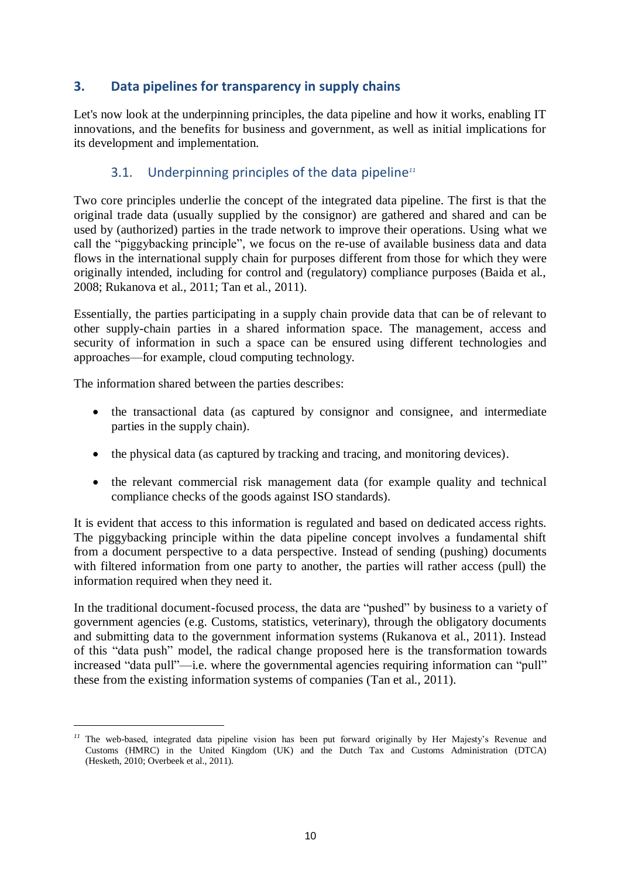## 3. Data pipelines for transparency in supply chains

Let's now look at the underpinning principles, the data pipeline and how it works, enabling IT innovations, and the benefits for business and government, as well as initial implications for its development and implementation.

### 3.1. Underpinning principles of the data pipeline[11]

Two core principles underlie the concept of the integrated data pipeline. The first is that the original trade data (usually supplied by the consignor) are gathered and shared and can be used by (authorized) parties in the trade network to improve their operations. Using what we call the "piggybacking principle", we focus on the re-use of available business data and data flows in the international supply chain for purposes different from those for which they were originally intended, including for control and (regulatory) compliance purposes (Baida et al., 2008; Rukanova et al., 2011; Tan et al., 2011).

Essentially, the parties participating in a supply chain provide data that can be of relevant to other supply-chain parties in a shared information space. The management, access and security of information in such a space can be ensured using different technologies and approaches—for example, cloud computing technology.

The information shared between the parties describes:

- the transactional data (as captured by consignor and consignee, and intermediate parties in the supply chain).
- the physical data (as captured by tracking and tracing, and monitoring devices).
- the relevant commercial risk management data (for example quality and technical compliance checks of the goods against ISO standards).

It is evident that access to this information is regulated and based on dedicated access rights. The piggybacking principle within the data pipeline concept involves a fundamental shift from a document perspective to a data perspective. Instead of sending (pushing) documents with filtered information from one party to another, the parties will rather access (pull) the information required when they need it.

In the traditional document-focused process, the data are "pushed" by business to a variety of government agencies (e.g. Customs, statistics, veterinary), through the obligatory documents and submitting data to the government information systems (Rukanova et al., 2011). Instead of this "data push" model, the radical change proposed here is the transformation towards increased "data pull"—i.e. where the governmental agencies requiring information can "pull" these from the existing information systems of companies (Tan et al., 2011).

[11] The web-based, integrated data pipeline vision has been put forward originally by Her Majesty's Revenue and Customs (HMRC) in the United Kingdom (UK) and the Dutch Tax and Customs Administration (DTCA) (Hesketh, 2010; Overbeek et al., 2011).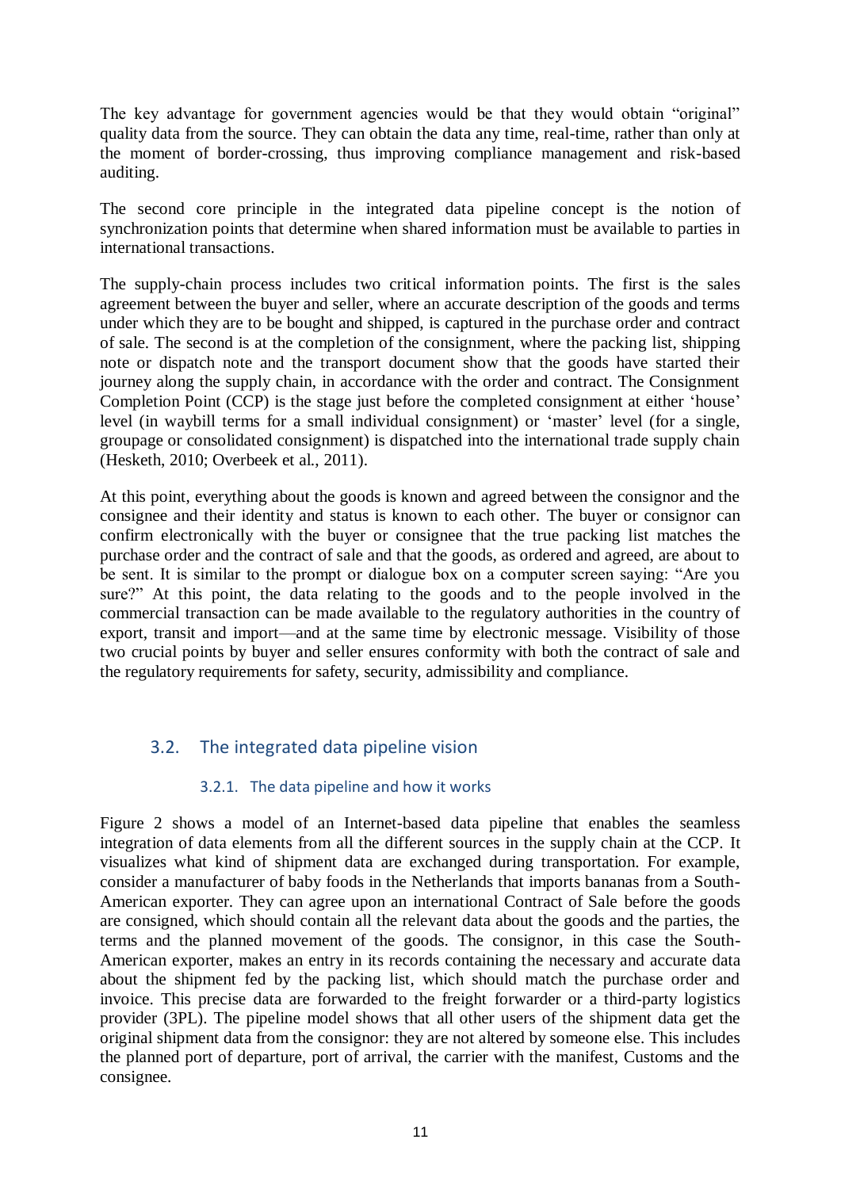The key advantage for government agencies would be that they would obtain "original" quality data from the source. They can obtain the data any time, real-time, rather than only at the moment of border-crossing, thus improving compliance management and risk-based auditing.

The second core principle in the integrated data pipeline concept is the notion of synchronization points that determine when shared information must be available to parties in international transactions.

The supply-chain process includes two critical information points. The first is the sales agreement between the buyer and seller, where an accurate description of the goods and terms under which they are to be bought and shipped, is captured in the purchase order and contract of sale. The second is at the completion of the consignment, where the packing list, shipping note or dispatch note and the transport document show that the goods have started their journey along the supply chain, in accordance with the order and contract. The Consignment Completion Point (CCP) is the stage just before the completed consignment at either 'house' level (in waybill terms for a small individual consignment) or 'master' level (for a single, groupage or consolidated consignment) is dispatched into the international trade supply chain (Hesketh, 2010; Overbeek et al., 2011).

At this point, everything about the goods is known and agreed between the consignor and the consignee and their identity and status is known to each other. The buyer or consignor can confirm electronically with the buyer or consignee that the true packing list matches the purchase order and the contract of sale and that the goods, as ordered and agreed, are about to be sent. It is similar to the prompt or dialogue box on a computer screen saying: "Are you sure?" At this point, the data relating to the goods and to the people involved in the commercial transaction can be made available to the regulatory authorities in the country of export, transit and import—and at the same time by electronic message. Visibility of those two crucial points by buyer and seller ensures conformity with both the contract of sale and the regulatory requirements for safety, security, admissibility and compliance.

## 3.2. The integrated data pipeline vision

### 3.2.1. The data pipeline and how it works

Figure 2 shows a model of an Internet-based data pipeline that enables the seamless integration of data elements from all the different sources in the supply chain at the CCP. It visualizes what kind of shipment data are exchanged during transportation. For example, consider a manufacturer of baby foods in the Netherlands that imports bananas from a South-American exporter. They can agree upon an international Contract of Sale before the goods are consigned, which should contain all the relevant data about the goods and the parties, the terms and the planned movement of the goods. The consignor, in this case the South-American exporter, makes an entry in its records containing the necessary and accurate data about the shipment fed by the packing list, which should match the purchase order and invoice. This precise data are forwarded to the freight forwarder or a third-party logistics provider (3PL). The pipeline model shows that all other users of the shipment data get the original shipment data from the consignor: they are not altered by someone else. This includes the planned port of departure, port of arrival, the carrier with the manifest, Customs and the consignee.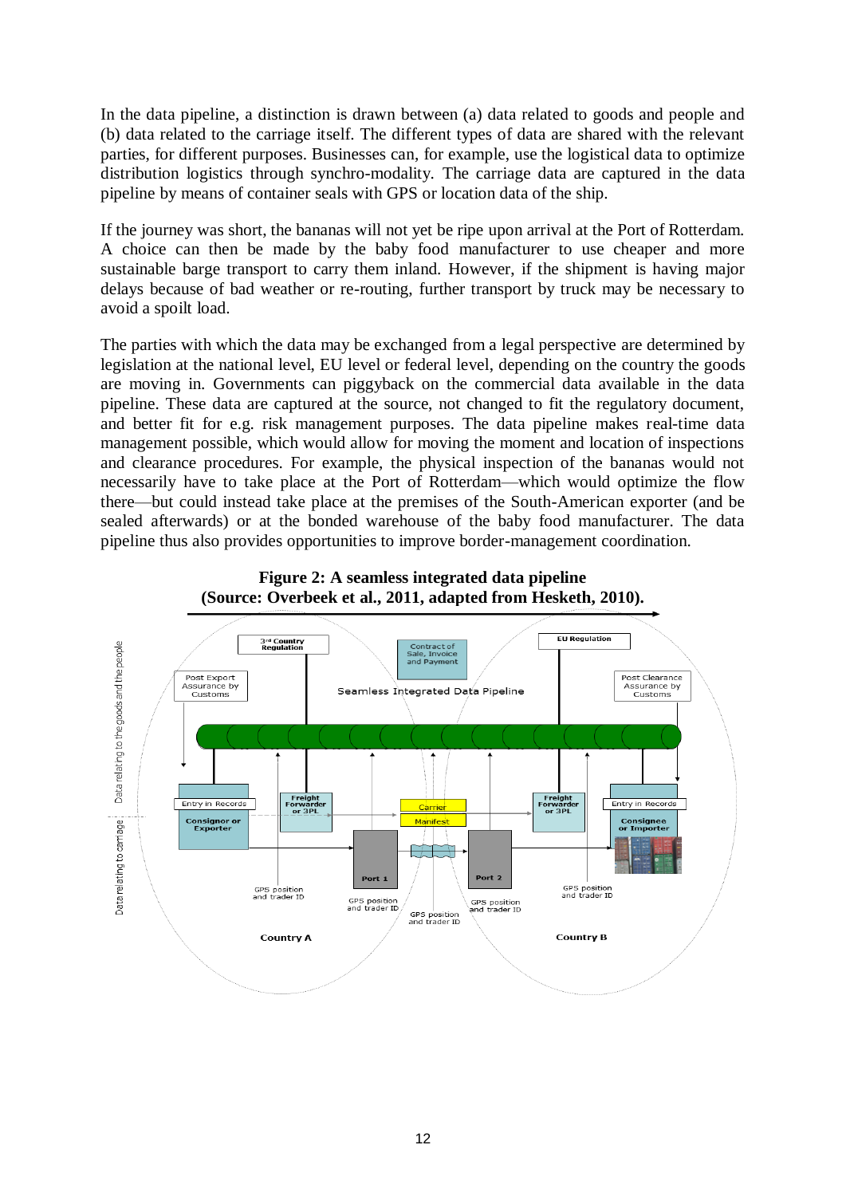In the data pipeline, a distinction is drawn between (a) data related to goods and people and (b) data related to the carriage itself. The different types of data are shared with the relevant parties, for different purposes. Businesses can, for example, use the logistical data to optimize distribution logistics through synchro-modality. The carriage data are captured in the data pipeline by means of container seals with GPS or location data of the ship.

If the journey was short, the bananas will not yet be ripe upon arrival at the Port of Rotterdam. A choice can then be made by the baby food manufacturer to use cheaper and more sustainable barge transport to carry them inland. However, if the shipment is having major delays because of bad weather or re-routing, further transport by truck may be necessary to avoid a spoilt load.

The parties with which the data may be exchanged from a legal perspective are determined by legislation at the national level, EU level or federal level, depending on the country the goods are moving in. Governments can piggyback on the commercial data available in the data pipeline. These data are captured at the source, not changed to fit the regulatory document, and better fit for e.g. risk management purposes. The data pipeline makes real-time data management possible, which would allow for moving the moment and location of inspections and clearance procedures. For example, the physical inspection of the bananas would not necessarily have to take place at the Port of Rotterdam—which would optimize the flow there—but could instead take place at the premises of the South-American exporter (and be sealed afterwards) or at the bonded warehouse of the baby food manufacturer. The data pipeline thus also provides opportunities to improve border-management coordination.

**Figure 2: A seamless integrated data pipeline (Source: Overbeek et al., 2011, adapted from Hesketh, 2010).**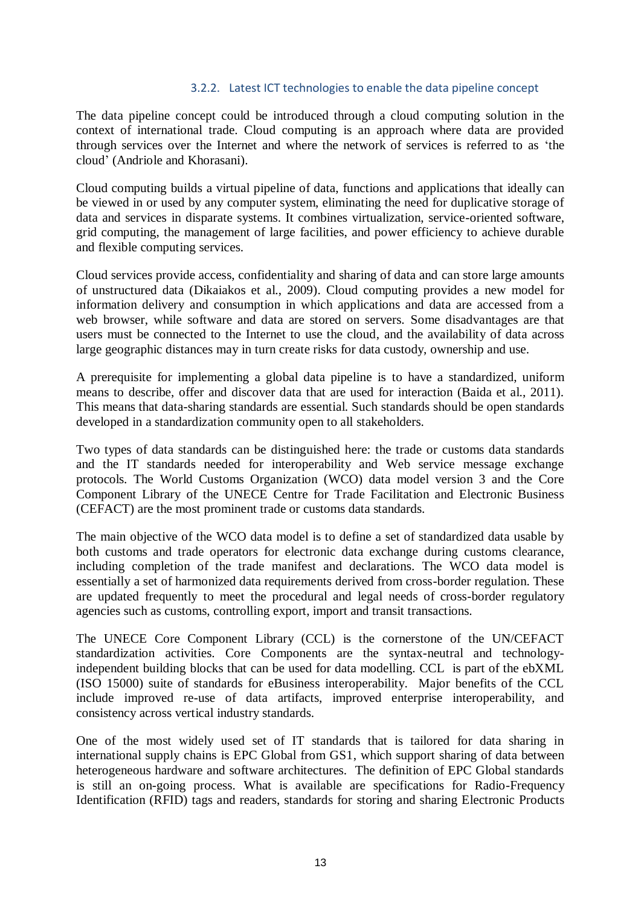#### 3.2.2. Latest ICT technologies to enable the data pipeline concept

The data pipeline concept could be introduced through a cloud computing solution in the context of international trade. Cloud computing is an approach where data are provided through services over the Internet and where the network of services is referred to as 'the cloud' (Andriole and Khorasani).

Cloud computing builds a virtual pipeline of data, functions and applications that ideally can be viewed in or used by any computer system, eliminating the need for duplicative storage of data and services in disparate systems. It combines virtualization, service-oriented software, grid computing, the management of large facilities, and power efficiency to achieve durable and flexible computing services.

Cloud services provide access, confidentiality and sharing of data and can store large amounts of unstructured data (Dikaiakos et al., 2009). Cloud computing provides a new model for information delivery and consumption in which applications and data are accessed from a web browser, while software and data are stored on servers. Some disadvantages are that users must be connected to the Internet to use the cloud, and the availability of data across large geographic distances may in turn create risks for data custody, ownership and use.

A prerequisite for implementing a global data pipeline is to have a standardized, uniform means to describe, offer and discover data that are used for interaction (Baida et al., 2011). This means that data-sharing standards are essential. Such standards should be open standards developed in a standardization community open to all stakeholders.

Two types of data standards can be distinguished here: the trade or customs data standards and the IT standards needed for interoperability and Web service message exchange protocols. The World Customs Organization (WCO) data model version 3 and the Core Component Library of the UNECE Centre for Trade Facilitation and Electronic Business (CEFACT) are the most prominent trade or customs data standards.

The main objective of the WCO data model is to define a set of standardized data usable by both customs and trade operators for electronic data exchange during customs clearance, including completion of the trade manifest and declarations. The WCO data model is essentially a set of harmonized data requirements derived from cross-border regulation. These are updated frequently to meet the procedural and legal needs of cross-border regulatory agencies such as customs, controlling export, import and transit transactions.

The UNECE Core Component Library (CCL) is the cornerstone of the UN/CEFACT standardization activities. Core Components are the syntax-neutral and technology-independent building blocks that can be used for data modelling. CCL is part of the ebXML (ISO 15000) suite of standards for eBusiness interoperability. Major benefits of the CCL include improved re-use of data artifacts, improved enterprise interoperability, and consistency across vertical industry standards.

One of the most widely used set of IT standards that is tailored for data sharing in international supply chains is EPC Global from GS1, which support sharing of data between heterogeneous hardware and software architectures. The definition of EPC Global standards is still an on-going process. What is available are specifications for Radio-Frequency Identification (RFID) tags and readers, standards for storing and sharing Electronic Products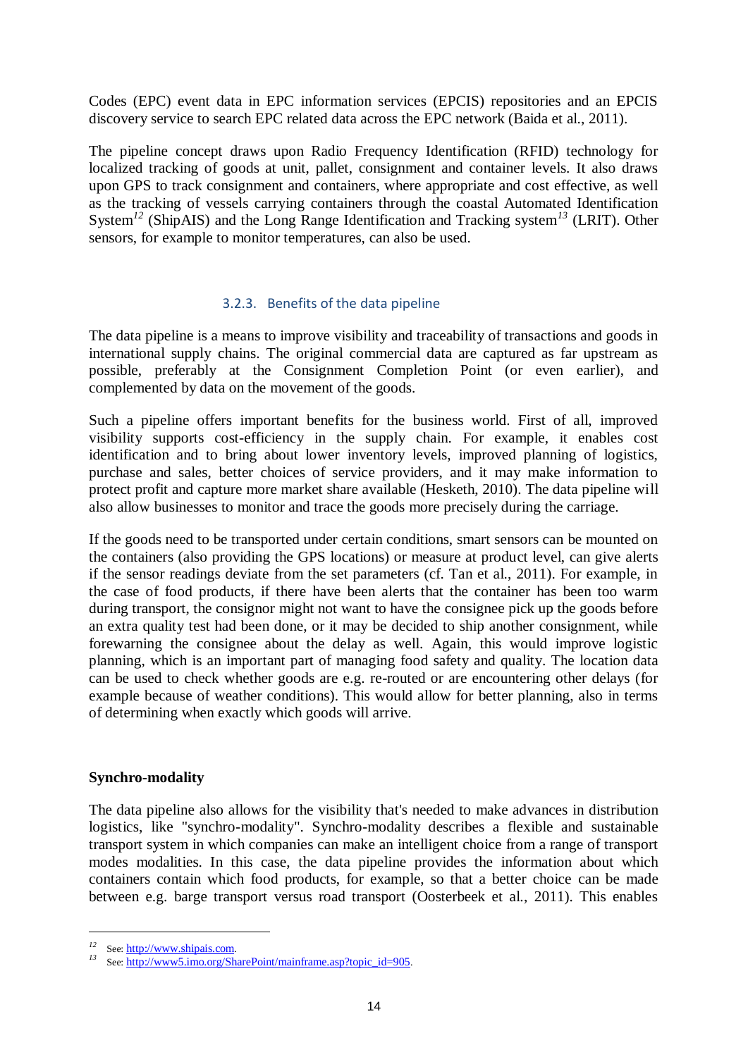Codes (EPC) event data in EPC information services (EPCIS) repositories and an EPCIS discovery service to search EPC related data across the EPC network (Baida et al., 2011).

The pipeline concept draws upon Radio Frequency Identification (RFID) technology for localized tracking of goods at unit, pallet, consignment and container levels. It also draws upon GPS to track consignment and containers, where appropriate and cost effective, as well as the tracking of vessels carrying containers through the coastal Automated Identification System[12] (ShipAIS) and the Long Range Identification and Tracking system[13] (LRIT). Other sensors, for example to monitor temperatures, can also be used.

### 3.2.3. Benefits of the data pipeline

The data pipeline is a means to improve visibility and traceability of transactions and goods in international supply chains. The original commercial data are captured as far upstream as possible, preferably at the Consignment Completion Point (or even earlier), and complemented by data on the movement of the goods.

Such a pipeline offers important benefits for the business world. First of all, improved visibility supports cost-efficiency in the supply chain. For example, it enables cost identification and to bring about lower inventory levels, improved planning of logistics, purchase and sales, better choices of service providers, and it may make information to protect profit and capture more market share available (Hesketh, 2010). The data pipeline will also allow businesses to monitor and trace the goods more precisely during the carriage.

If the goods need to be transported under certain conditions, smart sensors can be mounted on the containers (also providing the GPS locations) or measure at product level, can give alerts if the sensor readings deviate from the set parameters (cf. Tan et al., 2011). For example, in the case of food products, if there have been alerts that the container has been too warm during transport, the consignor might not want to have the consignee pick up the goods before an extra quality test had been done, or it may be decided to ship another consignment, while forewarning the consignee about the delay as well. Again, this would improve logistic planning, which is an important part of managing food safety and quality. The location data can be used to check whether goods are e.g. re-routed or are encountering other delays (for example because of weather conditions). This would allow for better planning, also in terms of determining when exactly which goods will arrive.

**Synchro-modality**

The data pipeline also allows for the visibility that's needed to make advances in distribution logistics, like "synchro-modality". Synchro-modality describes a flexible and sustainable transport system in which companies can make an intelligent choice from a range of transport modes modalities. In this case, the data pipeline provides the information about which containers contain which food products, for example, so that a better choice can be made between e.g. barge transport versus road transport (Oosterbeek et al., 2011). This enables

---

[12] See: http://www.shipais.com.

[13] See: http://www5.imo.org/SharePoint/mainframe.asp?topic_id=905.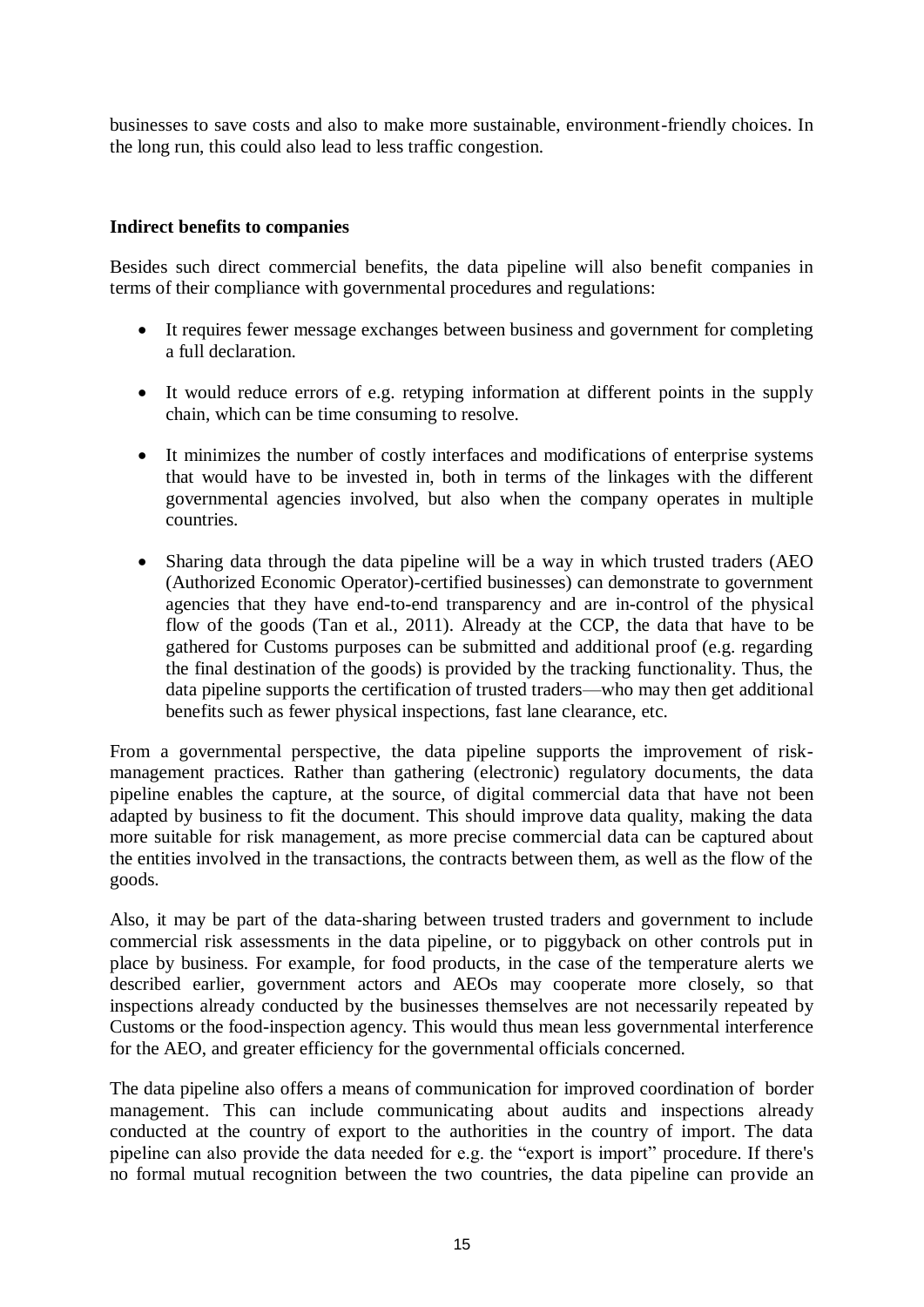businesses to save costs and also to make more sustainable, environment-friendly choices. In the long run, this could also lead to less traffic congestion.

**Indirect benefits to companies**

Besides such direct commercial benefits, the data pipeline will also benefit companies in terms of their compliance with governmental procedures and regulations:

- It requires fewer message exchanges between business and government for completing a full declaration.
- It would reduce errors of e.g. retyping information at different points in the supply chain, which can be time consuming to resolve.
- It minimizes the number of costly interfaces and modifications of enterprise systems that would have to be invested in, both in terms of the linkages with the different governmental agencies involved, but also when the company operates in multiple countries.
- Sharing data through the data pipeline will be a way in which trusted traders (AEO (Authorized Economic Operator)-certified businesses) can demonstrate to government agencies that they have end-to-end transparency and are in-control of the physical flow of the goods (Tan et al., 2011). Already at the CCP, the data that have to be gathered for Customs purposes can be submitted and additional proof (e.g. regarding the final destination of the goods) is provided by the tracking functionality. Thus, the data pipeline supports the certification of trusted traders—who may then get additional benefits such as fewer physical inspections, fast lane clearance, etc.

From a governmental perspective, the data pipeline supports the improvement of risk-management practices. Rather than gathering (electronic) regulatory documents, the data pipeline enables the capture, at the source, of digital commercial data that have not been adapted by business to fit the document. This should improve data quality, making the data more suitable for risk management, as more precise commercial data can be captured about the entities involved in the transactions, the contracts between them, as well as the flow of the goods.

Also, it may be part of the data-sharing between trusted traders and government to include commercial risk assessments in the data pipeline, or to piggyback on other controls put in place by business. For example, for food products, in the case of the temperature alerts we described earlier, government actors and AEOs may cooperate more closely, so that inspections already conducted by the businesses themselves are not necessarily repeated by Customs or the food-inspection agency. This would thus mean less governmental interference for the AEO, and greater efficiency for the governmental officials concerned.

The data pipeline also offers a means of communication for improved coordination of border management. This can include communicating about audits and inspections already conducted at the country of export to the authorities in the country of import. The data pipeline can also provide the data needed for e.g. the "export is import" procedure. If there's no formal mutual recognition between the two countries, the data pipeline can provide an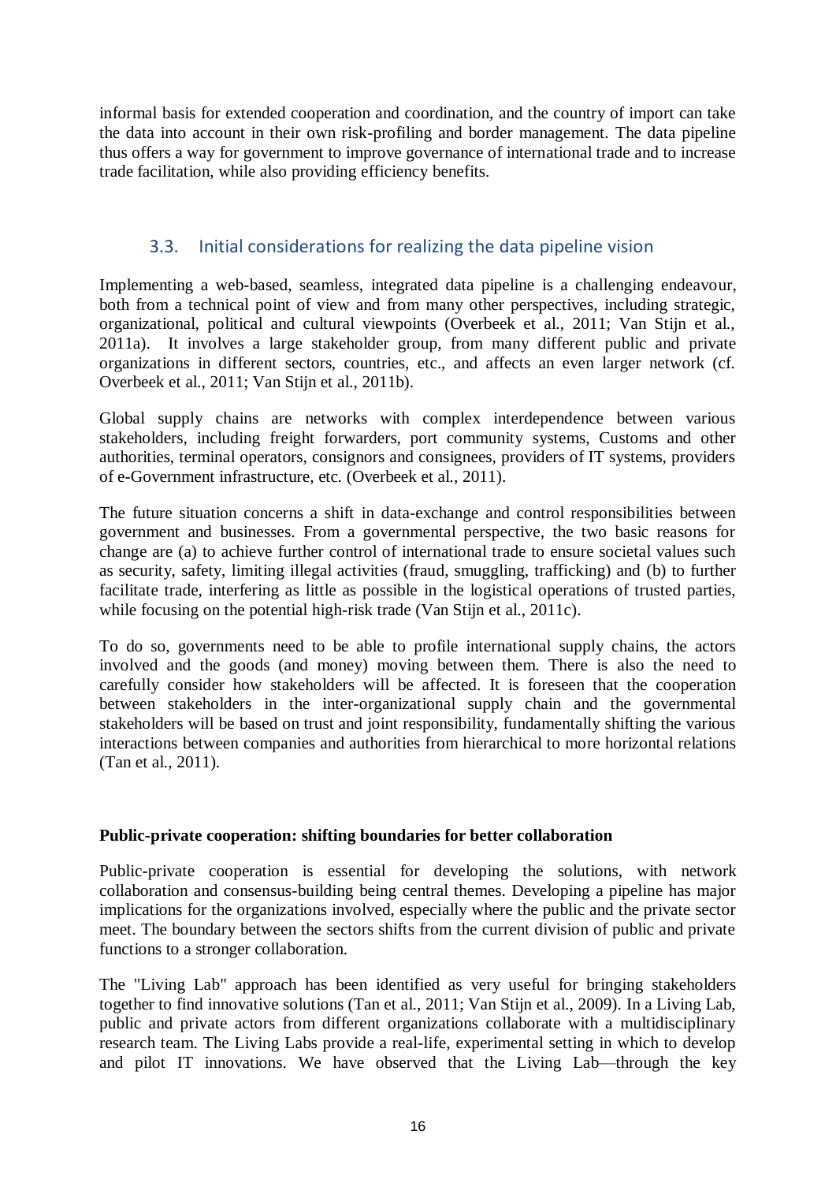informal basis for extended cooperation and coordination, and the country of import can take the data into account in their own risk-profiling and border management. The data pipeline thus offers a way for government to improve governance of international trade and to increase trade facilitation, while also providing efficiency benefits.

## 3.3. Initial considerations for realizing the data pipeline vision

Implementing a web-based, seamless, integrated data pipeline is a challenging endeavour, both from a technical point of view and from many other perspectives, including strategic, organizational, political and cultural viewpoints (Overbeek et al., 2011; Van Stijn et al., 2011a). It involves a large stakeholder group, from many different public and private organizations in different sectors, countries, etc., and affects an even larger network (cf. Overbeek et al., 2011; Van Stijn et al., 2011b).

Global supply chains are networks with complex interdependence between various stakeholders, including freight forwarders, port community systems, Customs and other authorities, terminal operators, consignors and consignees, providers of IT systems, providers of e-Government infrastructure, etc. (Overbeek et al., 2011).

The future situation concerns a shift in data-exchange and control responsibilities between government and businesses. From a governmental perspective, the two basic reasons for change are (a) to achieve further control of international trade to ensure societal values such as security, safety, limiting illegal activities (fraud, smuggling, trafficking) and (b) to further facilitate trade, interfering as little as possible in the logistical operations of trusted parties, while focusing on the potential high-risk trade (Van Stijn et al., 2011c).

To do so, governments need to be able to profile international supply chains, the actors involved and the goods (and money) moving between them. There is also the need to carefully consider how stakeholders will be affected. It is foreseen that the cooperation between stakeholders in the inter-organizational supply chain and the governmental stakeholders will be based on trust and joint responsibility, fundamentally shifting the various interactions between companies and authorities from hierarchical to more horizontal relations (Tan et al., 2011).

**Public-private cooperation: shifting boundaries for better collaboration**

Public-private cooperation is essential for developing the solutions, with network collaboration and consensus-building being central themes. Developing a pipeline has major implications for the organizations involved, especially where the public and the private sector meet. The boundary between the sectors shifts from the current division of public and private functions to a stronger collaboration.

The "Living Lab" approach has been identified as very useful for bringing stakeholders together to find innovative solutions (Tan et al., 2011; Van Stijn et al., 2009). In a Living Lab, public and private actors from different organizations collaborate with a multidisciplinary research team. The Living Labs provide a real-life, experimental setting in which to develop and pilot IT innovations. We have observed that the Living Lab—through the key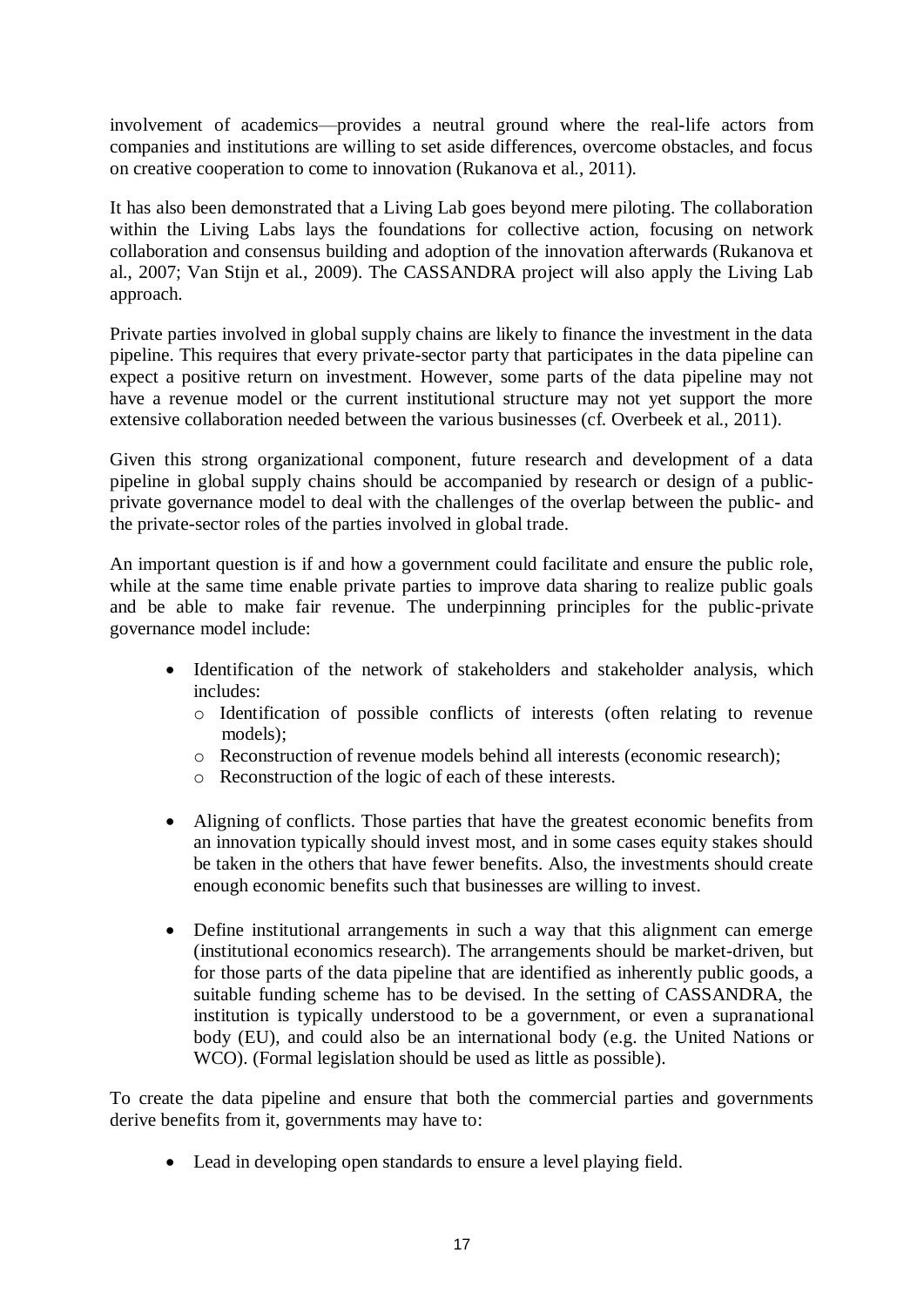involvement of academics—provides a neutral ground where the real-life actors from companies and institutions are willing to set aside differences, overcome obstacles, and focus on creative cooperation to come to innovation (Rukanova et al., 2011).

It has also been demonstrated that a Living Lab goes beyond mere piloting. The collaboration within the Living Labs lays the foundations for collective action, focusing on network collaboration and consensus building and adoption of the innovation afterwards (Rukanova et al., 2007; Van Stijn et al., 2009). The CASSANDRA project will also apply the Living Lab approach.

Private parties involved in global supply chains are likely to finance the investment in the data pipeline. This requires that every private-sector party that participates in the data pipeline can expect a positive return on investment. However, some parts of the data pipeline may not have a revenue model or the current institutional structure may not yet support the more extensive collaboration needed between the various businesses (cf. Overbeek et al., 2011).

Given this strong organizational component, future research and development of a data pipeline in global supply chains should be accompanied by research or design of a public-private governance model to deal with the challenges of the overlap between the public- and the private-sector roles of the parties involved in global trade.

An important question is if and how a government could facilitate and ensure the public role, while at the same time enable private parties to improve data sharing to realize public goals and be able to make fair revenue. The underpinning principles for the public-private governance model include:

- Identification of the network of stakeholders and stakeholder analysis, which includes:
  - Identification of possible conflicts of interests (often relating to revenue models);
  - Reconstruction of revenue models behind all interests (economic research);
  - Reconstruction of the logic of each of these interests.
- Aligning of conflicts. Those parties that have the greatest economic benefits from an innovation typically should invest most, and in some cases equity stakes should be taken in the others that have fewer benefits. Also, the investments should create enough economic benefits such that businesses are willing to invest.
- Define institutional arrangements in such a way that this alignment can emerge (institutional economics research). The arrangements should be market-driven, but for those parts of the data pipeline that are identified as inherently public goods, a suitable funding scheme has to be devised. In the setting of CASSANDRA, the institution is typically understood to be a government, or even a supranational body (EU), and could also be an international body (e.g. the United Nations or WCO). (Formal legislation should be used as little as possible).

To create the data pipeline and ensure that both the commercial parties and governments derive benefits from it, governments may have to:

- Lead in developing open standards to ensure a level playing field.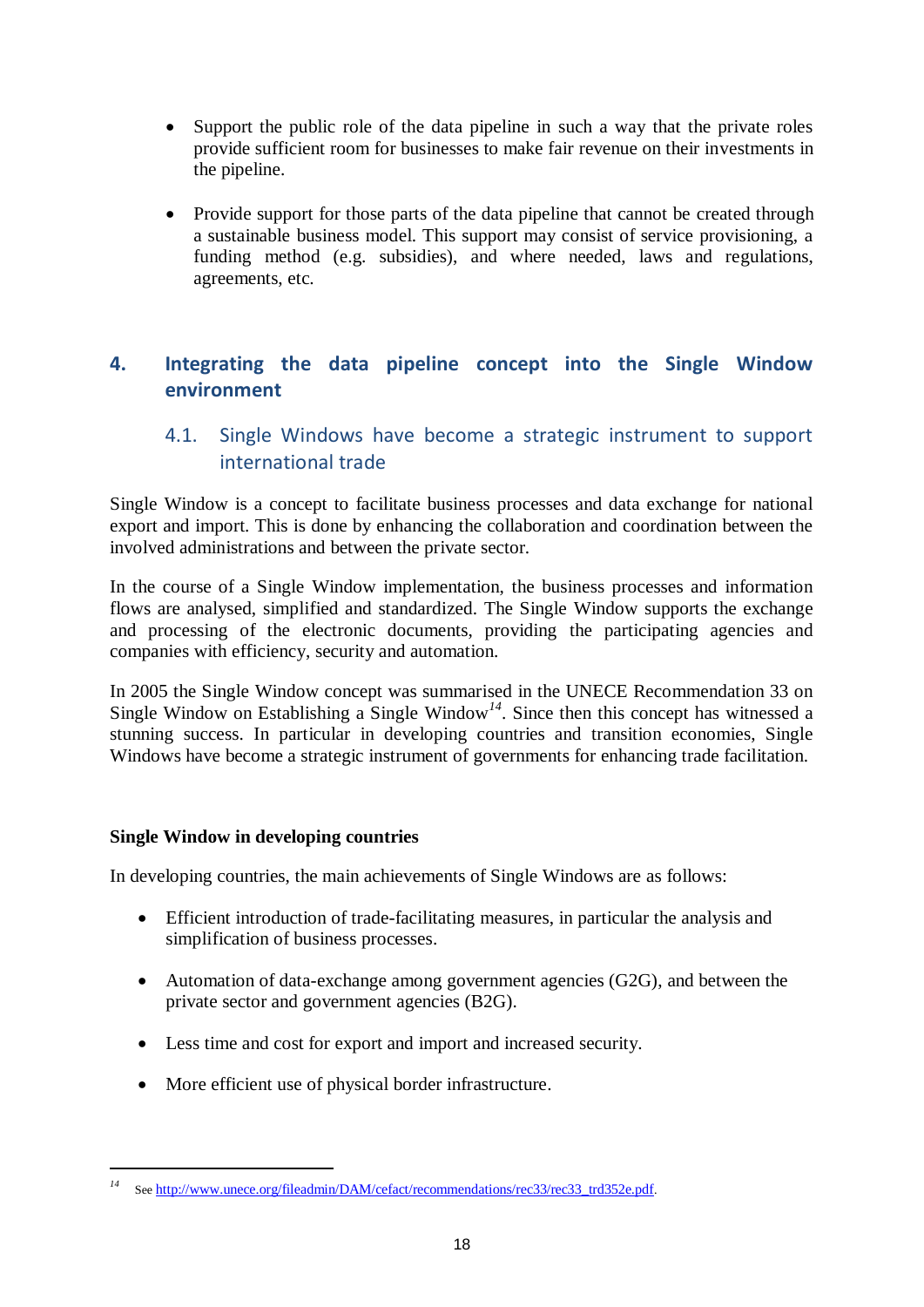- Support the public role of the data pipeline in such a way that the private roles provide sufficient room for businesses to make fair revenue on their investments in the pipeline.

- Provide support for those parts of the data pipeline that cannot be created through a sustainable business model. This support may consist of service provisioning, a funding method (e.g. subsidies), and where needed, laws and regulations, agreements, etc.

## 4. Integrating the data pipeline concept into the Single Window environment

### 4.1. Single Windows have become a strategic instrument to support international trade

Single Window is a concept to facilitate business processes and data exchange for national export and import. This is done by enhancing the collaboration and coordination between the involved administrations and between the private sector.

In the course of a Single Window implementation, the business processes and information flows are analysed, simplified and standardized. The Single Window supports the exchange and processing of the electronic documents, providing the participating agencies and companies with efficiency, security and automation.

In 2005 the Single Window concept was summarised in the UNECE Recommendation 33 on Single Window on Establishing a Single Window[14]. Since then this concept has witnessed a stunning success. In particular in developing countries and transition economies, Single Windows have become a strategic instrument of governments for enhancing trade facilitation.

**Single Window in developing countries**

In developing countries, the main achievements of Single Windows are as follows:

- Efficient introduction of trade-facilitating measures, in particular the analysis and simplification of business processes.

- Automation of data-exchange among government agencies (G2G), and between the private sector and government agencies (B2G).

- Less time and cost for export and import and increased security.

- More efficient use of physical border infrastructure.

---

[14] See http://www.unece.org/fileadmin/DAM/cefact/recommendations/rec33/rec33_trd352e.pdf.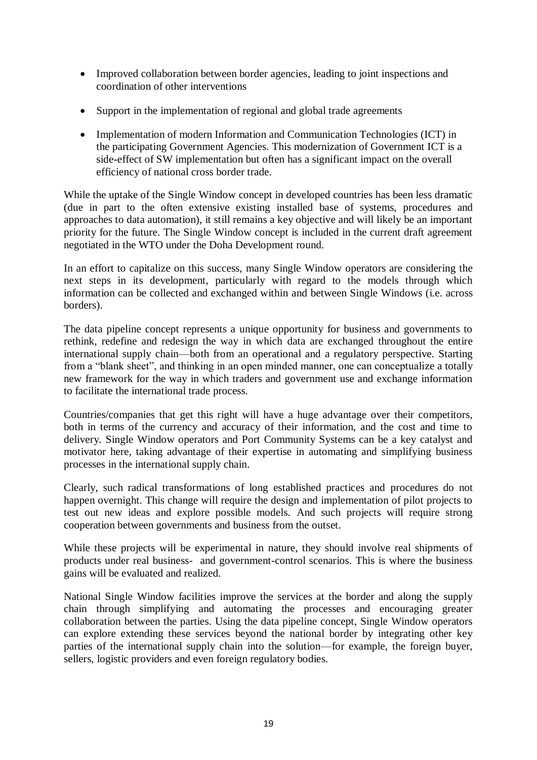- Improved collaboration between border agencies, leading to joint inspections and coordination of other interventions
- Support in the implementation of regional and global trade agreements
- Implementation of modern Information and Communication Technologies (ICT) in the participating Government Agencies. This modernization of Government ICT is a side-effect of SW implementation but often has a significant impact on the overall efficiency of national cross border trade.

While the uptake of the Single Window concept in developed countries has been less dramatic (due in part to the often extensive existing installed base of systems, procedures and approaches to data automation), it still remains a key objective and will likely be an important priority for the future. The Single Window concept is included in the current draft agreement negotiated in the WTO under the Doha Development round.

In an effort to capitalize on this success, many Single Window operators are considering the next steps in its development, particularly with regard to the models through which information can be collected and exchanged within and between Single Windows (i.e. across borders).

The data pipeline concept represents a unique opportunity for business and governments to rethink, redefine and redesign the way in which data are exchanged throughout the entire international supply chain—both from an operational and a regulatory perspective. Starting from a "blank sheet", and thinking in an open minded manner, one can conceptualize a totally new framework for the way in which traders and government use and exchange information to facilitate the international trade process.

Countries/companies that get this right will have a huge advantage over their competitors, both in terms of the currency and accuracy of their information, and the cost and time to delivery. Single Window operators and Port Community Systems can be a key catalyst and motivator here, taking advantage of their expertise in automating and simplifying business processes in the international supply chain.

Clearly, such radical transformations of long established practices and procedures do not happen overnight. This change will require the design and implementation of pilot projects to test out new ideas and explore possible models. And such projects will require strong cooperation between governments and business from the outset.

While these projects will be experimental in nature, they should involve real shipments of products under real business- and government-control scenarios. This is where the business gains will be evaluated and realized.

National Single Window facilities improve the services at the border and along the supply chain through simplifying and automating the processes and encouraging greater collaboration between the parties. Using the data pipeline concept, Single Window operators can explore extending these services beyond the national border by integrating other key parties of the international supply chain into the solution—for example, the foreign buyer, sellers, logistic providers and even foreign regulatory bodies.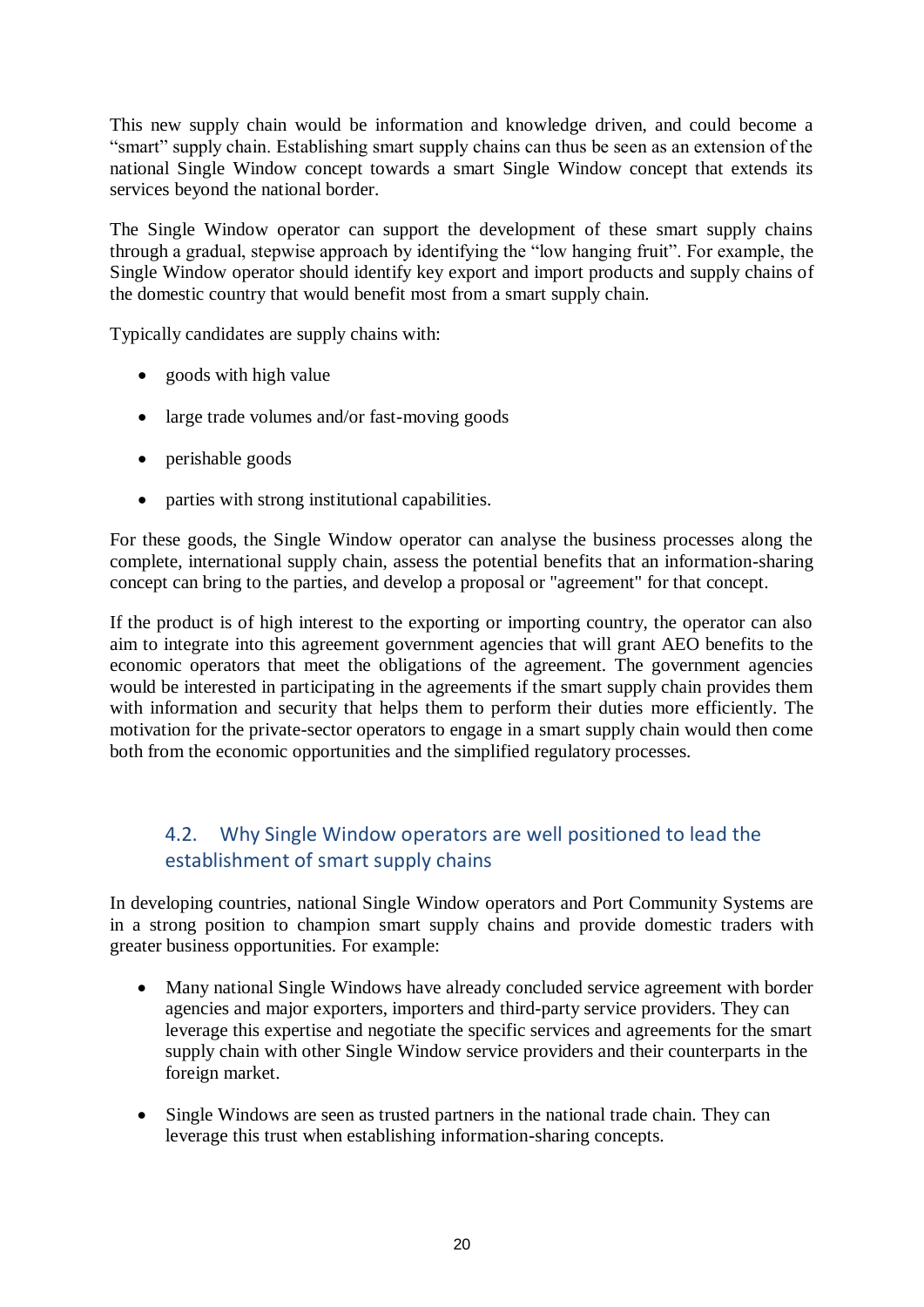This new supply chain would be information and knowledge driven, and could become a “smart” supply chain. Establishing smart supply chains can thus be seen as an extension of the national Single Window concept towards a smart Single Window concept that extends its services beyond the national border.

The Single Window operator can support the development of these smart supply chains through a gradual, stepwise approach by identifying the “low hanging fruit”. For example, the Single Window operator should identify key export and import products and supply chains of the domestic country that would benefit most from a smart supply chain.

Typically candidates are supply chains with:

- goods with high value
- large trade volumes and/or fast-moving goods
- perishable goods
- parties with strong institutional capabilities.

For these goods, the Single Window operator can analyse the business processes along the complete, international supply chain, assess the potential benefits that an information-sharing concept can bring to the parties, and develop a proposal or "agreement" for that concept.

If the product is of high interest to the exporting or importing country, the operator can also aim to integrate into this agreement government agencies that will grant AEO benefits to the economic operators that meet the obligations of the agreement. The government agencies would be interested in participating in the agreements if the smart supply chain provides them with information and security that helps them to perform their duties more efficiently. The motivation for the private-sector operators to engage in a smart supply chain would then come both from the economic opportunities and the simplified regulatory processes.

## 4.2. Why Single Window operators are well positioned to lead the establishment of smart supply chains

In developing countries, national Single Window operators and Port Community Systems are in a strong position to champion smart supply chains and provide domestic traders with greater business opportunities. For example:

- Many national Single Windows have already concluded service agreement with border agencies and major exporters, importers and third-party service providers. They can leverage this expertise and negotiate the specific services and agreements for the smart supply chain with other Single Window service providers and their counterparts in the foreign market.
- Single Windows are seen as trusted partners in the national trade chain. They can leverage this trust when establishing information-sharing concepts.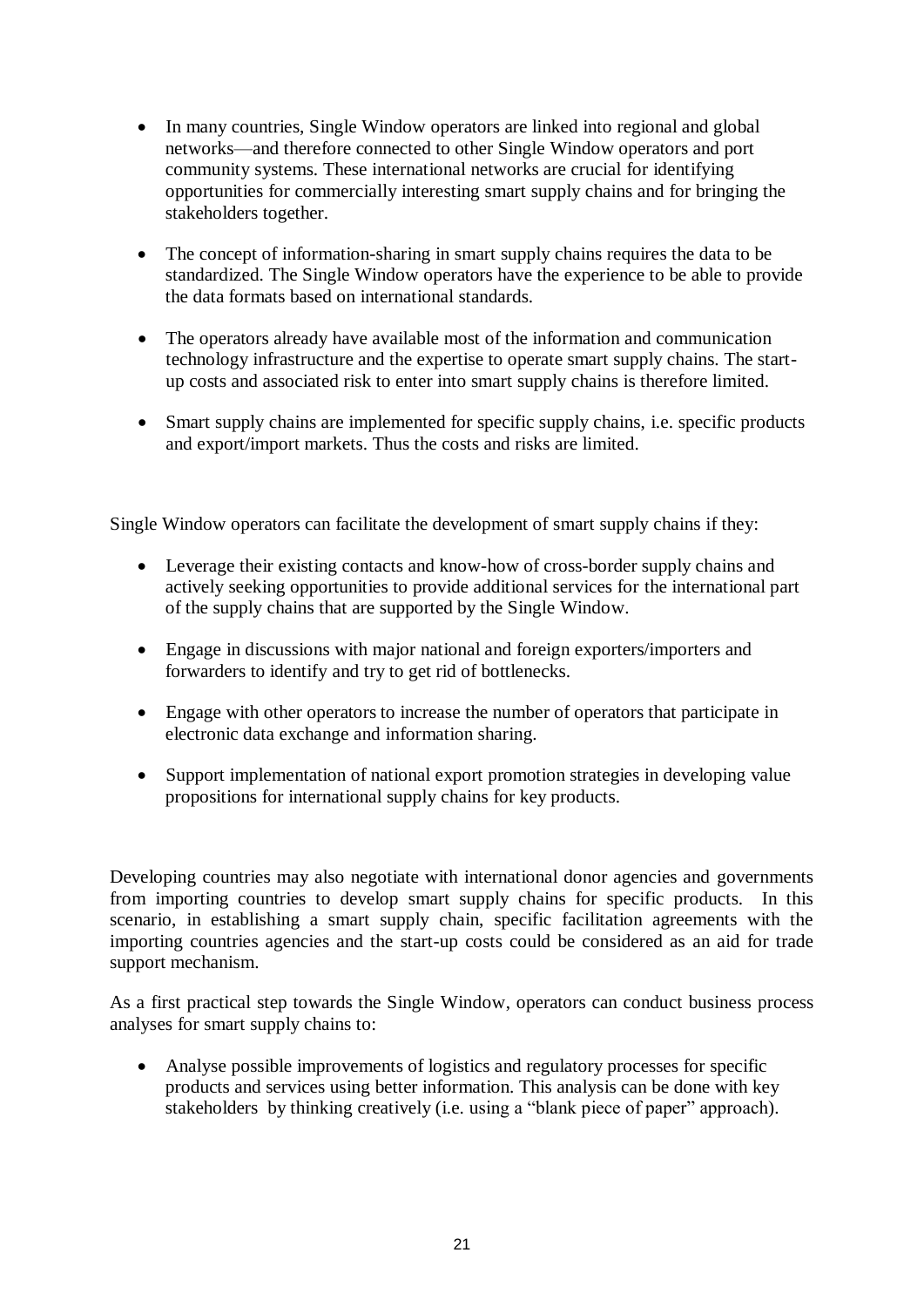- In many countries, Single Window operators are linked into regional and global networks—and therefore connected to other Single Window operators and port community systems. These international networks are crucial for identifying opportunities for commercially interesting smart supply chains and for bringing the stakeholders together.

- The concept of information-sharing in smart supply chains requires the data to be standardized. The Single Window operators have the experience to be able to provide the data formats based on international standards.

- The operators already have available most of the information and communication technology infrastructure and the expertise to operate smart supply chains. The start-up costs and associated risk to enter into smart supply chains is therefore limited.

- Smart supply chains are implemented for specific supply chains, i.e. specific products and export/import markets. Thus the costs and risks are limited.

Single Window operators can facilitate the development of smart supply chains if they:

- Leverage their existing contacts and know-how of cross-border supply chains and actively seeking opportunities to provide additional services for the international part of the supply chains that are supported by the Single Window.

- Engage in discussions with major national and foreign exporters/importers and forwarders to identify and try to get rid of bottlenecks.

- Engage with other operators to increase the number of operators that participate in electronic data exchange and information sharing.

- Support implementation of national export promotion strategies in developing value propositions for international supply chains for key products.

Developing countries may also negotiate with international donor agencies and governments from importing countries to develop smart supply chains for specific products. In this scenario, in establishing a smart supply chain, specific facilitation agreements with the importing countries agencies and the start-up costs could be considered as an aid for trade support mechanism.

As a first practical step towards the Single Window, operators can conduct business process analyses for smart supply chains to:

- Analyse possible improvements of logistics and regulatory processes for specific products and services using better information. This analysis can be done with key stakeholders by thinking creatively (i.e. using a "blank piece of paper" approach).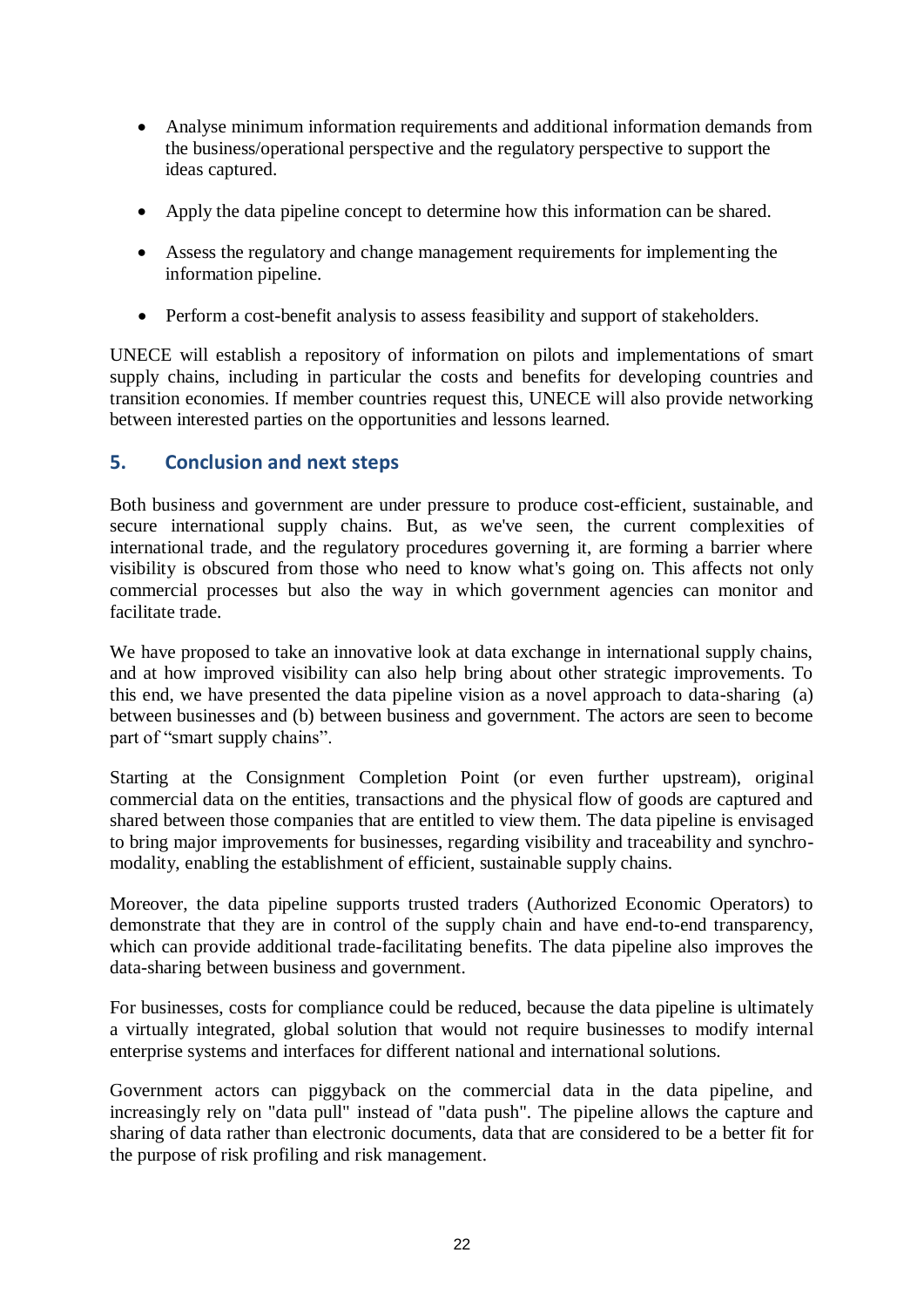- Analyse minimum information requirements and additional information demands from the business/operational perspective and the regulatory perspective to support the ideas captured.

- Apply the data pipeline concept to determine how this information can be shared.

- Assess the regulatory and change management requirements for implementing the information pipeline.

- Perform a cost-benefit analysis to assess feasibility and support of stakeholders.

UNECE will establish a repository of information on pilots and implementations of smart supply chains, including in particular the costs and benefits for developing countries and transition economies. If member countries request this, UNECE will also provide networking between interested parties on the opportunities and lessons learned.

## 5. Conclusion and next steps

Both business and government are under pressure to produce cost-efficient, sustainable, and secure international supply chains. But, as we've seen, the current complexities of international trade, and the regulatory procedures governing it, are forming a barrier where visibility is obscured from those who need to know what's going on. This affects not only commercial processes but also the way in which government agencies can monitor and facilitate trade.

We have proposed to take an innovative look at data exchange in international supply chains, and at how improved visibility can also help bring about other strategic improvements. To this end, we have presented the data pipeline vision as a novel approach to data-sharing (a) between businesses and (b) between business and government. The actors are seen to become part of "smart supply chains".

Starting at the Consignment Completion Point (or even further upstream), original commercial data on the entities, transactions and the physical flow of goods are captured and shared between those companies that are entitled to view them. The data pipeline is envisaged to bring major improvements for businesses, regarding visibility and traceability and synchro-modality, enabling the establishment of efficient, sustainable supply chains.

Moreover, the data pipeline supports trusted traders (Authorized Economic Operators) to demonstrate that they are in control of the supply chain and have end-to-end transparency, which can provide additional trade-facilitating benefits. The data pipeline also improves the data-sharing between business and government.

For businesses, costs for compliance could be reduced, because the data pipeline is ultimately a virtually integrated, global solution that would not require businesses to modify internal enterprise systems and interfaces for different national and international solutions.

Government actors can piggyback on the commercial data in the data pipeline, and increasingly rely on "data pull" instead of "data push". The pipeline allows the capture and sharing of data rather than electronic documents, data that are considered to be a better fit for the purpose of risk profiling and risk management.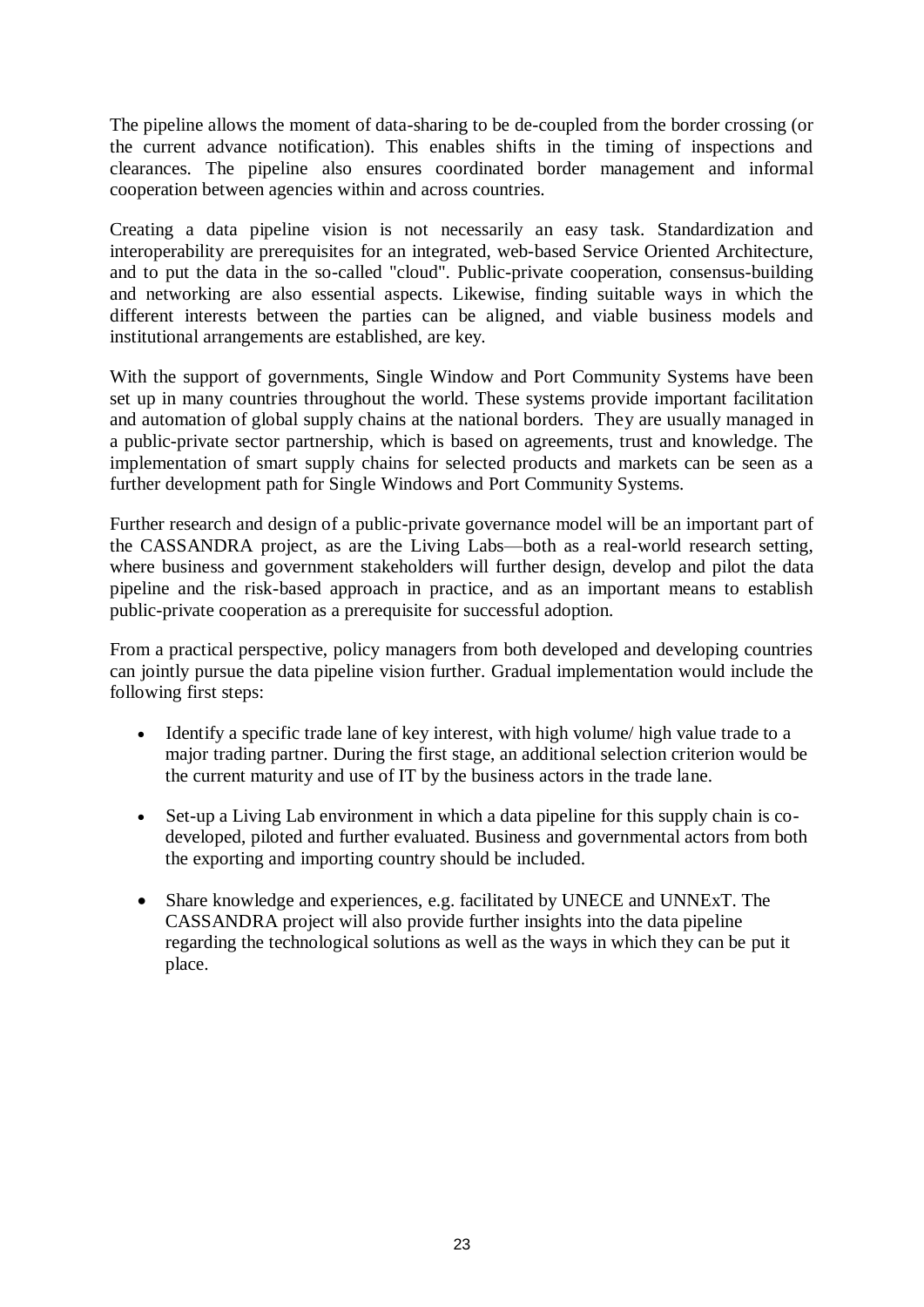The pipeline allows the moment of data-sharing to be de-coupled from the border crossing (or the current advance notification). This enables shifts in the timing of inspections and clearances. The pipeline also ensures coordinated border management and informal cooperation between agencies within and across countries.

Creating a data pipeline vision is not necessarily an easy task. Standardization and interoperability are prerequisites for an integrated, web-based Service Oriented Architecture, and to put the data in the so-called "cloud". Public-private cooperation, consensus-building and networking are also essential aspects. Likewise, finding suitable ways in which the different interests between the parties can be aligned, and viable business models and institutional arrangements are established, are key.

With the support of governments, Single Window and Port Community Systems have been set up in many countries throughout the world. These systems provide important facilitation and automation of global supply chains at the national borders. They are usually managed in a public-private sector partnership, which is based on agreements, trust and knowledge. The implementation of smart supply chains for selected products and markets can be seen as a further development path for Single Windows and Port Community Systems.

Further research and design of a public-private governance model will be an important part of the CASSANDRA project, as are the Living Labs—both as a real-world research setting, where business and government stakeholders will further design, develop and pilot the data pipeline and the risk-based approach in practice, and as an important means to establish public-private cooperation as a prerequisite for successful adoption.

From a practical perspective, policy managers from both developed and developing countries can jointly pursue the data pipeline vision further. Gradual implementation would include the following first steps:

- Identify a specific trade lane of key interest, with high volume/ high value trade to a major trading partner. During the first stage, an additional selection criterion would be the current maturity and use of IT by the business actors in the trade lane.
- Set-up a Living Lab environment in which a data pipeline for this supply chain is co-developed, piloted and further evaluated. Business and governmental actors from both the exporting and importing country should be included.
- Share knowledge and experiences, e.g. facilitated by UNECE and UNNExT. The CASSANDRA project will also provide further insights into the data pipeline regarding the technological solutions as well as the ways in which they can be put it place.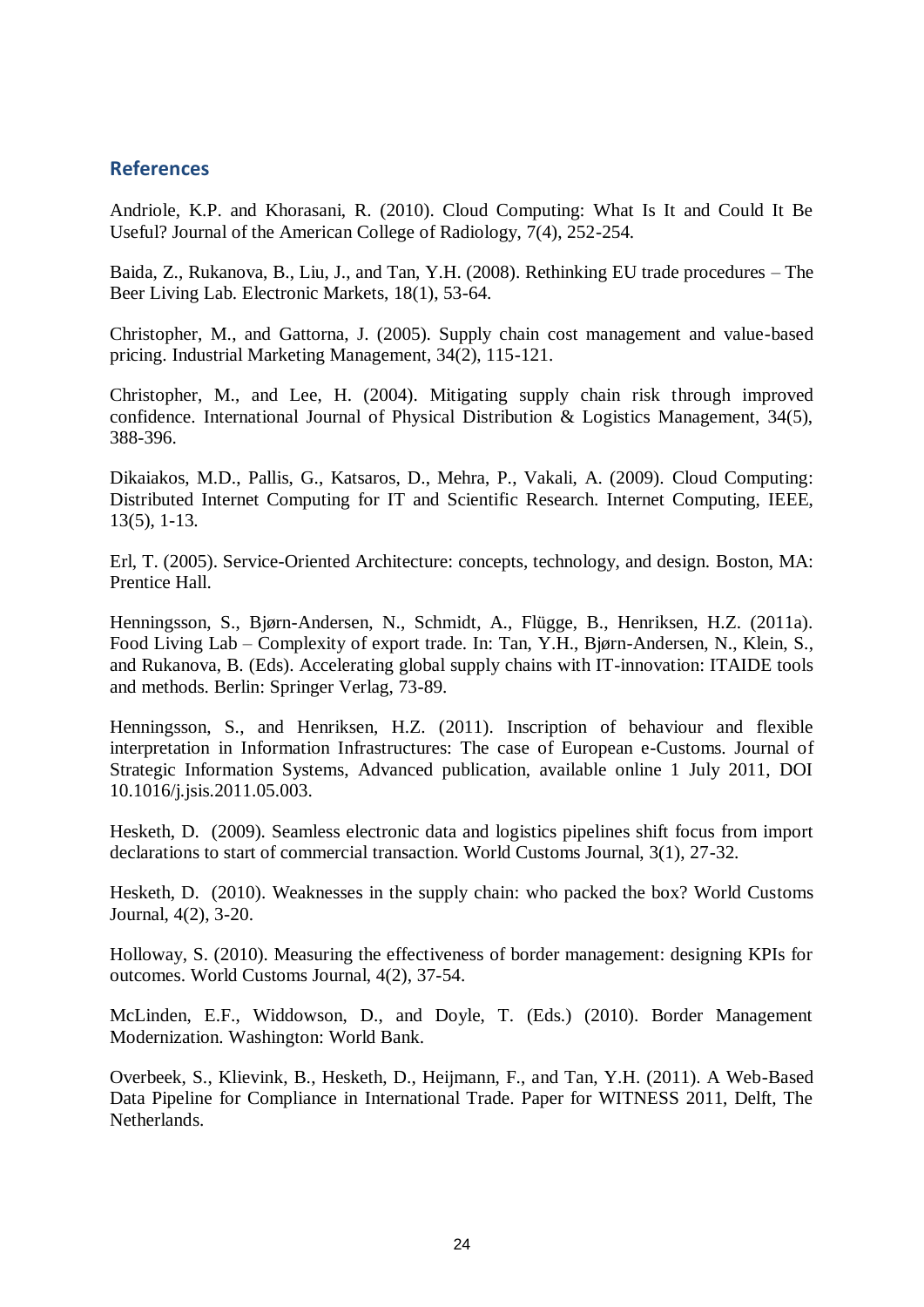## References

Andriole, K.P. and Khorasani, R. (2010). Cloud Computing: What Is It and Could It Be Useful? Journal of the American College of Radiology, 7(4), 252-254.

Baida, Z., Rukanova, B., Liu, J., and Tan, Y.H. (2008). Rethinking EU trade procedures – The Beer Living Lab. Electronic Markets, 18(1), 53-64.

Christopher, M., and Gattorna, J. (2005). Supply chain cost management and value-based pricing. Industrial Marketing Management, 34(2), 115-121.

Christopher, M., and Lee, H. (2004). Mitigating supply chain risk through improved confidence. International Journal of Physical Distribution & Logistics Management, 34(5), 388-396.

Dikaiakos, M.D., Pallis, G., Katsaros, D., Mehra, P., Vakali, A. (2009). Cloud Computing: Distributed Internet Computing for IT and Scientific Research. Internet Computing, IEEE, 13(5), 1-13.

Erl, T. (2005). Service-Oriented Architecture: concepts, technology, and design. Boston, MA: Prentice Hall.

Henningsson, S., Bjørn-Andersen, N., Schmidt, A., Flügge, B., Henriksen, H.Z. (2011a). Food Living Lab – Complexity of export trade. In: Tan, Y.H., Bjørn-Andersen, N., Klein, S., and Rukanova, B. (Eds). Accelerating global supply chains with IT-innovation: ITAIDE tools and methods. Berlin: Springer Verlag, 73-89.

Henningsson, S., and Henriksen, H.Z. (2011). Inscription of behaviour and flexible interpretation in Information Infrastructures: The case of European e-Customs. Journal of Strategic Information Systems, Advanced publication, available online 1 July 2011, DOI 10.1016/j.jsis.2011.05.003.

Hesketh, D. (2009). Seamless electronic data and logistics pipelines shift focus from import declarations to start of commercial transaction. World Customs Journal, 3(1), 27-32.

Hesketh, D. (2010). Weaknesses in the supply chain: who packed the box? World Customs Journal, 4(2), 3-20.

Holloway, S. (2010). Measuring the effectiveness of border management: designing KPIs for outcomes. World Customs Journal, 4(2), 37-54.

McLinden, E.F., Widdowson, D., and Doyle, T. (Eds.) (2010). Border Management Modernization. Washington: World Bank.

Overbeek, S., Klievink, B., Hesketh, D., Heijmann, F., and Tan, Y.H. (2011). A Web-Based Data Pipeline for Compliance in International Trade. Paper for WITNESS 2011, Delft, The Netherlands.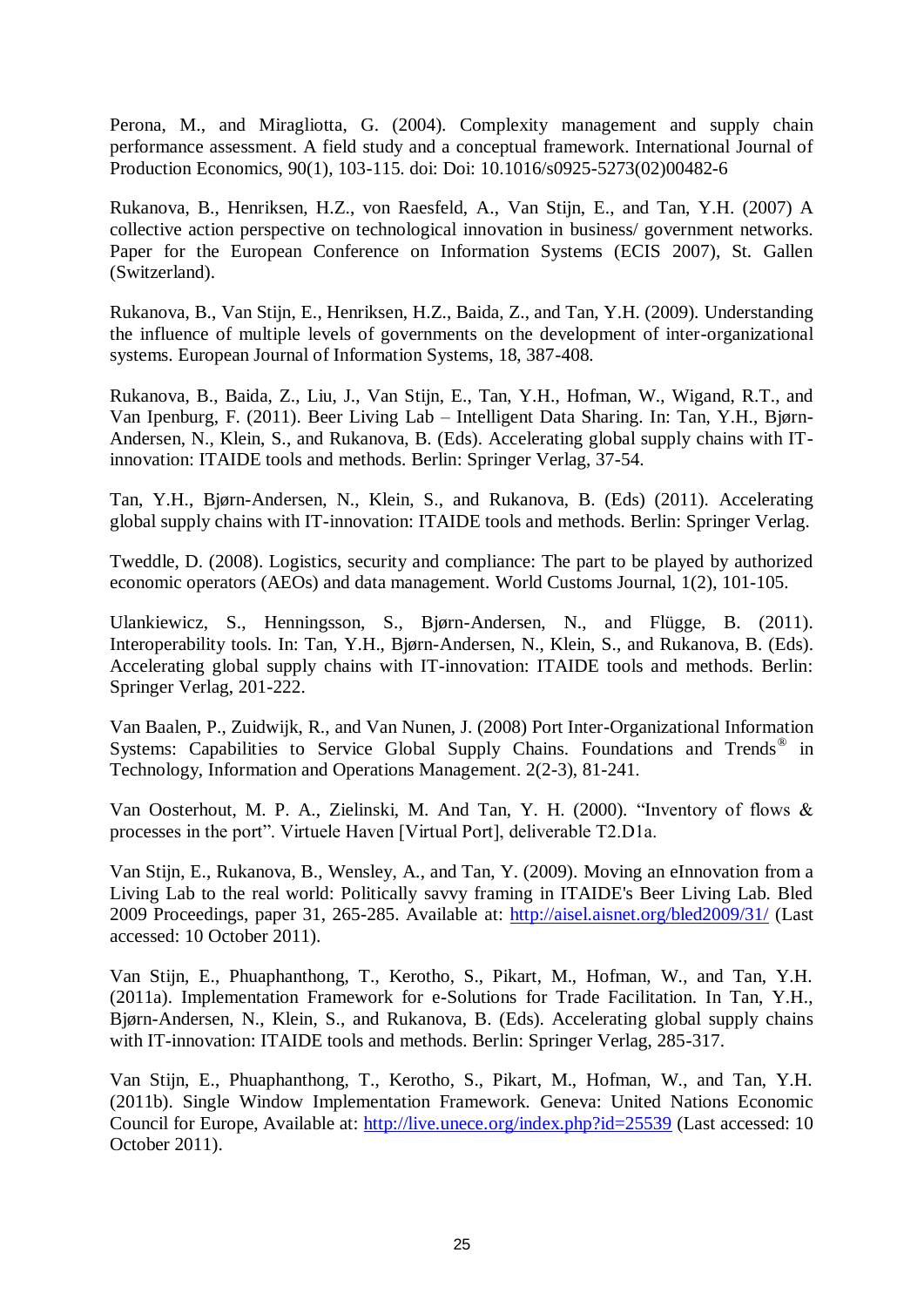Perona, M., and Miragliotta, G. (2004). Complexity management and supply chain performance assessment. A field study and a conceptual framework. International Journal of Production Economics, 90(1), 103-115. doi: Doi: 10.1016/s0925-5273(02)00482-6

Rukanova, B., Henriksen, H.Z., von Raesfeld, A., Van Stijn, E., and Tan, Y.H. (2007) A collective action perspective on technological innovation in business/ government networks. Paper for the European Conference on Information Systems (ECIS 2007), St. Gallen (Switzerland).

Rukanova, B., Van Stijn, E., Henriksen, H.Z., Baida, Z., and Tan, Y.H. (2009). Understanding the influence of multiple levels of governments on the development of inter-organizational systems. European Journal of Information Systems, 18, 387-408.

Rukanova, B., Baida, Z., Liu, J., Van Stijn, E., Tan, Y.H., Hofman, W., Wigand, R.T., and Van Ipenburg, F. (2011). Beer Living Lab – Intelligent Data Sharing. In: Tan, Y.H., Bjørn-Andersen, N., Klein, S., and Rukanova, B. (Eds). Accelerating global supply chains with IT-innovation: ITAIDE tools and methods. Berlin: Springer Verlag, 37-54.

Tan, Y.H., Bjørn-Andersen, N., Klein, S., and Rukanova, B. (Eds) (2011). Accelerating global supply chains with IT-innovation: ITAIDE tools and methods. Berlin: Springer Verlag.

Tweddle, D. (2008). Logistics, security and compliance: The part to be played by authorized economic operators (AEOs) and data management. World Customs Journal, 1(2), 101-105.

Ulankiewicz, S., Henningsson, S., Bjørn-Andersen, N., and Flügge, B. (2011). Interoperability tools. In: Tan, Y.H., Bjørn-Andersen, N., Klein, S., and Rukanova, B. (Eds). Accelerating global supply chains with IT-innovation: ITAIDE tools and methods. Berlin: Springer Verlag, 201-222.

Van Baalen, P., Zuidwijk, R., and Van Nunen, J. (2008) Port Inter-Organizational Information Systems: Capabilities to Service Global Supply Chains. Foundations and Trends® in Technology, Information and Operations Management. 2(2-3), 81-241.

Van Oosterhout, M. P. A., Zielinski, M. And Tan, Y. H. (2000). “Inventory of flows & processes in the port”. Virtuele Haven [Virtual Port], deliverable T2.D1a.

Van Stijn, E., Rukanova, B., Wensley, A., and Tan, Y. (2009). Moving an eInnovation from a Living Lab to the real world: Politically savvy framing in ITAIDE's Beer Living Lab. Bled 2009 Proceedings, paper 31, 265-285. Available at: http://aisel.aisnet.org/bled2009/31/ (Last accessed: 10 October 2011).

Van Stijn, E., Phuaphanthong, T., Kerotho, S., Pikart, M., Hofman, W., and Tan, Y.H. (2011a). Implementation Framework for e-Solutions for Trade Facilitation. In Tan, Y.H., Bjørn-Andersen, N., Klein, S., and Rukanova, B. (Eds). Accelerating global supply chains with IT-innovation: ITAIDE tools and methods. Berlin: Springer Verlag, 285-317.

Van Stijn, E., Phuaphanthong, T., Kerotho, S., Pikart, M., Hofman, W., and Tan, Y.H. (2011b). Single Window Implementation Framework. Geneva: United Nations Economic Council for Europe, Available at: http://live.unece.org/index.php?id=25539 (Last accessed: 10 October 2011).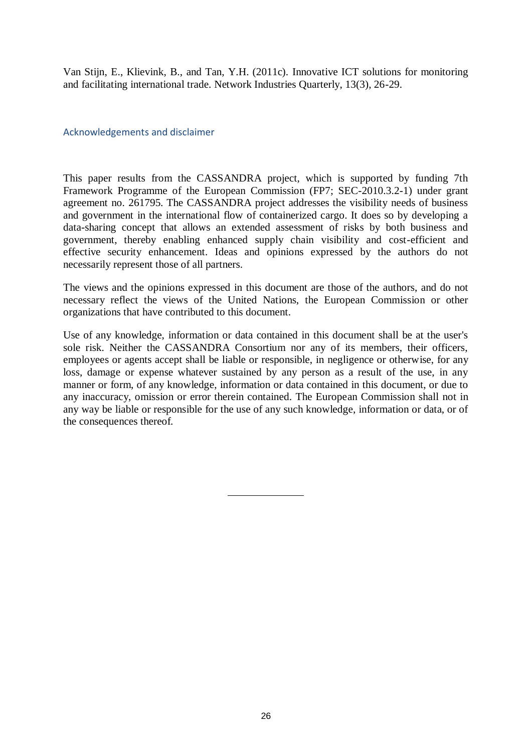Van Stijn, E., Klievink, B., and Tan, Y.H. (2011c). Innovative ICT solutions for monitoring and facilitating international trade. Network Industries Quarterly, 13(3), 26-29.

## Acknowledgements and disclaimer

This paper results from the CASSANDRA project, which is supported by funding 7th Framework Programme of the European Commission (FP7; SEC-2010.3.2-1) under grant agreement no. 261795. The CASSANDRA project addresses the visibility needs of business and government in the international flow of containerized cargo. It does so by developing a data-sharing concept that allows an extended assessment of risks by both business and government, thereby enabling enhanced supply chain visibility and cost-efficient and effective security enhancement. Ideas and opinions expressed by the authors do not necessarily represent those of all partners.

The views and the opinions expressed in this document are those of the authors, and do not necessary reflect the views of the United Nations, the European Commission or other organizations that have contributed to this document.

Use of any knowledge, information or data contained in this document shall be at the user's sole risk. Neither the CASSANDRA Consortium nor any of its members, their officers, employees or agents accept shall be liable or responsible, in negligence or otherwise, for any loss, damage or expense whatever sustained by any person as a result of the use, in any manner or form, of any knowledge, information or data contained in this document, or due to any inaccuracy, omission or error therein contained. The European Commission shall not in any way be liable or responsible for the use of any such knowledge, information or data, or of the consequences thereof.

---